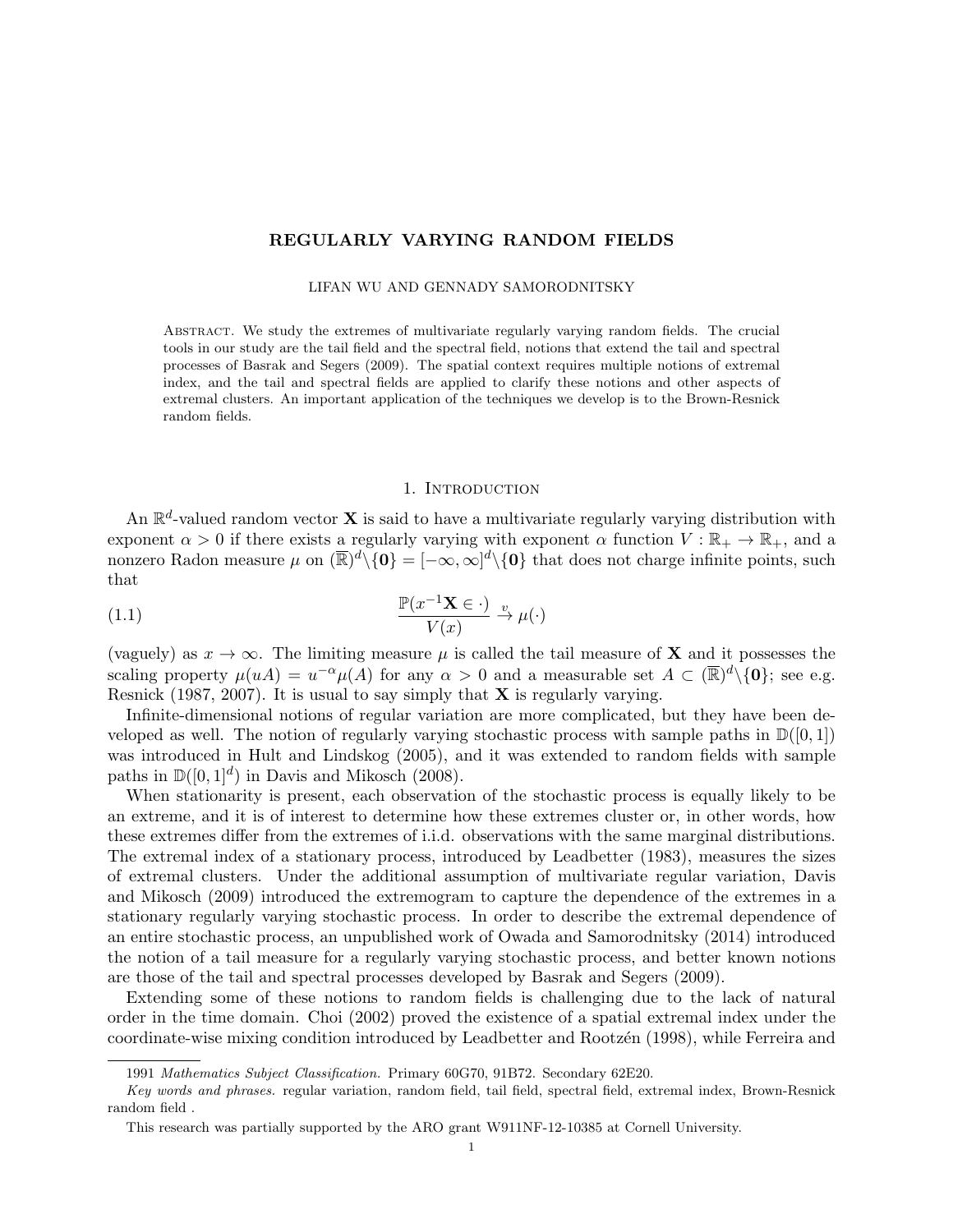# REGULARLY VARYING RANDOM FIELDS

LIFAN WU AND GENNADY SAMORODNITSKY

ABSTRACT. We study the extremes of multivariate regularly varying random fields. The crucial tools in our study are the tail field and the spectral field, notions that extend the tail and spectral processes of Basrak and Segers (2009). The spatial context requires multiple notions of extremal index, and the tail and spectral fields are applied to clarify these notions and other aspects of extremal clusters. An important application of the techniques we develop is to the Brown-Resnick random fields.

## 1. Introduction

An $\mathbb{R}^d$-valued random vector $\mathbf{X}$ is said to have a multivariate regularly varying distribution with exponent $\alpha > 0$ if there exists a regularly varying with exponent $\alpha$ function $V : \mathbb{R}_+ \to \mathbb{R}_+$, and a nonzero Radon measure $\mu$ on $(\overline{\mathbb{R}})^d \backslash \{\mathbf{0}\} = [-\infty, \infty]^d \backslash \{\mathbf{0}\}$ that does not charge infinite points, such that

$$\frac{\mathbb{P}(x^{-1}\mathbf{X} \in \cdot)}{V(x)} \xrightarrow{v} \mu(\cdot) \tag{1.1}$$

(vaguely) as $x \to \infty$. The limiting measure $\mu$ is called the tail measure of $\mathbf{X}$ and it possesses the scaling property $\mu(uA) = u^{-\alpha}\mu(A)$ for any $\alpha > 0$ and a measurable set $A \subset (\overline{\mathbb{R}})^d \backslash \{\mathbf{0}\}$; see e.g. Resnick (1987, 2007). It is usual to say simply that $\mathbf{X}$ is regularly varying.

Infinite-dimensional notions of regular variation are more complicated, but they have been developed as well. The notion of regularly varying stochastic process with sample paths in $\mathbb{D}([0,1])$ was introduced in Hult and Lindskog (2005), and it was extended to random fields with sample paths in $\mathbb{D}([0,1]^d)$ in Davis and Mikosch (2008).

When stationarity is present, each observation of the stochastic process is equally likely to be an extreme, and it is of interest to determine how these extremes cluster or, in other words, how these extremes differ from the extremes of i.i.d. observations with the same marginal distributions. The extremal index of a stationary process, introduced by Leadbetter (1983), measures the sizes of extremal clusters. Under the additional assumption of multivariate regular variation, Davis and Mikosch (2009) introduced the extremogram to capture the dependence of the extremes in a stationary regularly varying stochastic process. In order to describe the extremal dependence of an entire stochastic process, an unpublished work of Owada and Samorodnitsky (2014) introduced the notion of a tail measure for a regularly varying stochastic process, and better known notions are those of the tail and spectral processes developed by Basrak and Segers (2009).

Extending some of these notions to random fields is challenging due to the lack of natural order in the time domain. Choi (2002) proved the existence of a spatial extremal index under the coordinate-wise mixing condition introduced by Leadbetter and Rootzén (1998), while Ferreira and

---

1991 *Mathematics Subject Classification.* Primary 60G70, 91B72. Secondary 62E20.

*Key words and phrases.* regular variation, random field, tail field, spectral field, extremal index, Brown-Resnick random field .

This research was partially supported by the ARO grant W911NF-12-10385 at Cornell University.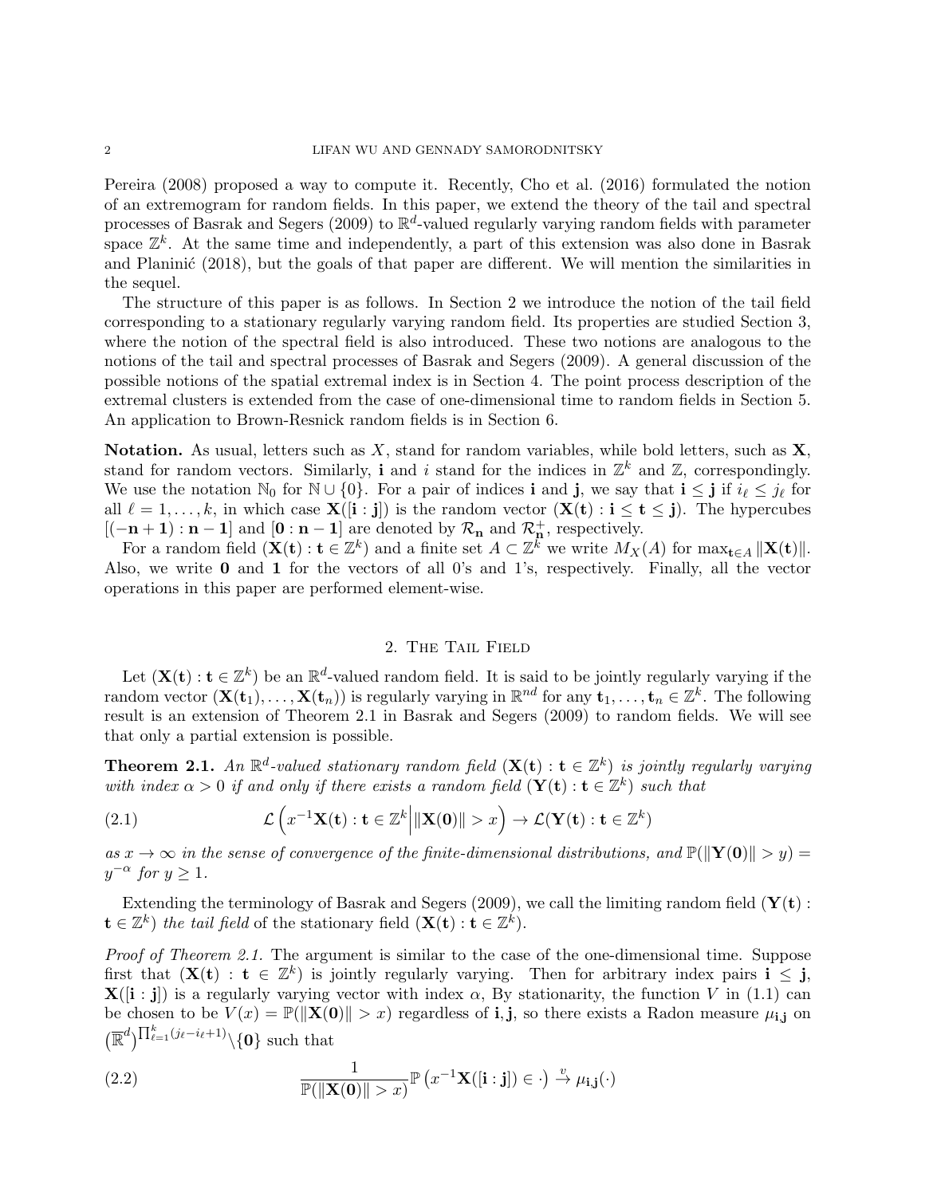Pereira (2008) proposed a way to compute it. Recently, Cho et al. (2016) formulated the notion of an extremogram for random fields. In this paper, we extend the theory of the tail and spectral processes of Basrak and Segers (2009) to $\mathbb{R}^d$-valued regularly varying random fields with parameter space $\mathbb{Z}^k$. At the same time and independently, a part of this extension was also done in Basrak and Planinić (2018), but the goals of that paper are different. We will mention the similarities in the sequel.

The structure of this paper is as follows. In Section 2 we introduce the notion of the tail field corresponding to a stationary regularly varying random field. Its properties are studied Section 3, where the notion of the spectral field is also introduced. These two notions are analogous to the notions of the tail and spectral processes of Basrak and Segers (2009). A general discussion of the possible notions of the spatial extremal index is in Section 4. The point process description of the extremal clusters is extended from the case of one-dimensional time to random fields in Section 5. An application to Brown-Resnick random fields is in Section 6.

**Notation.** As usual, letters such as $X$, stand for random variables, while bold letters, such as $\mathbf{X}$, stand for random vectors. Similarly, $\mathbf{i}$ and $i$ stand for the indices in $\mathbb{Z}^k$ and $\mathbb{Z}$, correspondingly. We use the notation $\mathbb{N}_0$ for $\mathbb{N} \cup \{0\}$. For a pair of indices $\mathbf{i}$ and $\mathbf{j}$, we say that $\mathbf{i} \leq \mathbf{j}$ if $i_\ell \leq j_\ell$ for all $\ell = 1, \dots, k$, in which case $\mathbf{X}([\mathbf{i} : \mathbf{j}])$ is the random vector $(\mathbf{X}(\mathbf{t}) : \mathbf{i} \leq \mathbf{t} \leq \mathbf{j})$. The hypercubes $[(-\mathbf{n}+\mathbf{1}) : \mathbf{n}-\mathbf{1}]$ and $[\mathbf{0} : \mathbf{n}-\mathbf{1}]$ are denoted by $\mathcal{R}_\mathbf{n}$ and $\mathcal{R}_\mathbf{n}^+$, respectively.

For a random field $(\mathbf{X}(\mathbf{t}) : \mathbf{t} \in \mathbb{Z}^k)$ and a finite set $A \subset \mathbb{Z}^k$ we write $M_X(A)$ for $\max_{\mathbf{t} \in A} \|\mathbf{X}(\mathbf{t})\|$. Also, we write $\mathbf{0}$ and $\mathbf{1}$ for the vectors of all 0's and 1's, respectively. Finally, all the vector operations in this paper are performed element-wise.

## 2. The Tail Field

Let $(\mathbf{X}(\mathbf{t}) : \mathbf{t} \in \mathbb{Z}^k)$ be an $\mathbb{R}^d$-valued random field. It is said to be jointly regularly varying if the random vector $(\mathbf{X}(\mathbf{t}_1), \dots, \mathbf{X}(\mathbf{t}_n))$ is regularly varying in $\mathbb{R}^{nd}$ for any $\mathbf{t}_1, \dots, \mathbf{t}_n \in \mathbb{Z}^k$. The following result is an extension of Theorem 2.1 in Basrak and Segers (2009) to random fields. We will see that only a partial extension is possible.

**Theorem 2.1.** *An $\mathbb{R}^d$-valued stationary random field $(\mathbf{X}(\mathbf{t}) : \mathbf{t} \in \mathbb{Z}^k)$ is jointly regularly varying with index $\alpha > 0$ if and only if there exists a random field $(\mathbf{Y}(\mathbf{t}) : \mathbf{t} \in \mathbb{Z}^k)$ such that*

$$\mathcal{L}\left(x^{-1}\mathbf{X}(\mathbf{t}) : \mathbf{t} \in \mathbb{Z}^k \,\middle|\, \|\mathbf{X}(\mathbf{0})\| > x\right) \to \mathcal{L}(\mathbf{Y}(\mathbf{t}) : \mathbf{t} \in \mathbb{Z}^k) \tag{2.1}$$

*as $x \to \infty$ in the sense of convergence of the finite-dimensional distributions, and $\mathbb{P}(\|\mathbf{Y}(\mathbf{0})\| > y) = y^{-\alpha}$ for $y \geq 1$.*

Extending the terminology of Basrak and Segers (2009), we call the limiting random field $(\mathbf{Y}(\mathbf{t}) : \mathbf{t} \in \mathbb{Z}^k)$ *the tail field* of the stationary field $(\mathbf{X}(\mathbf{t}) : \mathbf{t} \in \mathbb{Z}^k)$.

*Proof of Theorem 2.1.* The argument is similar to the case of the one-dimensional time. Suppose first that $(\mathbf{X}(\mathbf{t}) : \mathbf{t} \in \mathbb{Z}^k)$ is jointly regularly varying. Then for arbitrary index pairs $\mathbf{i} \leq \mathbf{j}$, $\mathbf{X}([\mathbf{i} : \mathbf{j}])$ is a regularly varying vector with index $\alpha$, By stationarity, the function $V$ in (1.1) can be chosen to be $V(x) = \mathbb{P}(\|\mathbf{X}(\mathbf{0})\| > x)$ regardless of $\mathbf{i}, \mathbf{j}$, so there exists a Radon measure $\mu_{\mathbf{i},\mathbf{j}}$ on $\left(\overline{\mathbb{R}}^d\right)^{\prod_{\ell=1}^k (j_\ell - i_\ell + 1)} \setminus \{\mathbf{0}\}$ such that

$$\frac{1}{\mathbb{P}(\|\mathbf{X}(\mathbf{0})\| > x)} \mathbb{P}\left(x^{-1}\mathbf{X}([\mathbf{i} : \mathbf{j}]) \in \cdot\right) \xrightarrow{v} \mu_{\mathbf{i},\mathbf{j}}(\cdot) \tag{2.2}$$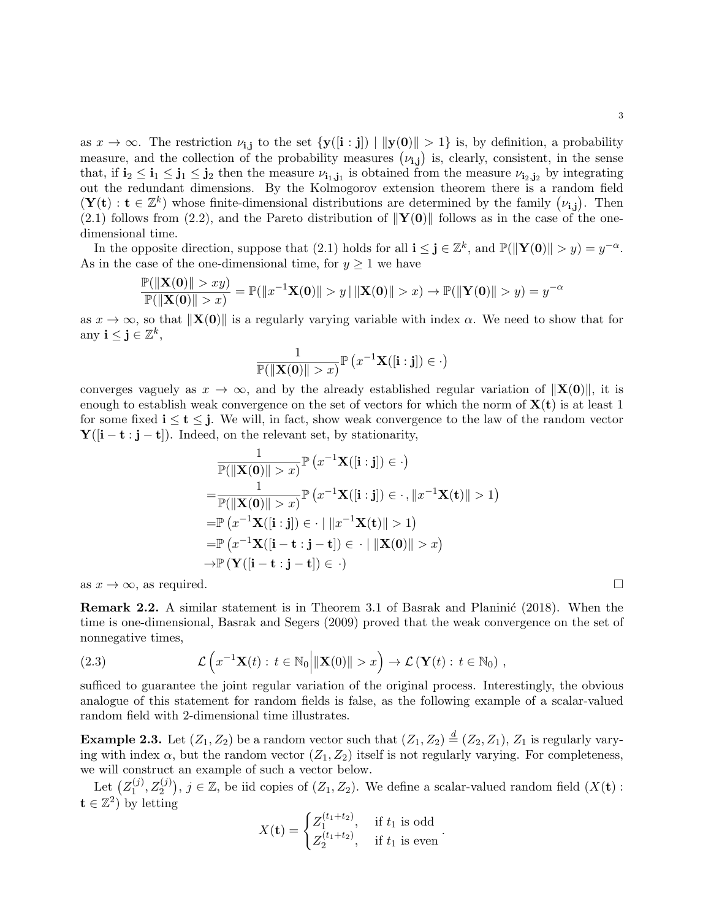as $x \to \infty$. The restriction $\nu_{\mathbf{i},\mathbf{j}}$ to the set $\{\mathbf{y}([\mathbf{i}:\mathbf{j}]) \mid \|\mathbf{y}(\mathbf{0})\| > 1\}$ is, by definition, a probability measure, and the collection of the probability measures $(\nu_{\mathbf{i},\mathbf{j}})$ is, clearly, consistent, in the sense that, if $\mathbf{i}_2 \le \mathbf{i}_1 \le \mathbf{j}_1 \le \mathbf{j}_2$ then the measure $\nu_{\mathbf{i}_1,\mathbf{j}_1}$ is obtained from the measure $\nu_{\mathbf{i}_2,\mathbf{j}_2}$ by integrating out the redundant dimensions. By the Kolmogorov extension theorem there is a random field $(\mathbf{Y}(\mathbf{t}) : \mathbf{t} \in \mathbb{Z}^k)$ whose finite-dimensional distributions are determined by the family $(\nu_{\mathbf{i},\mathbf{j}})$. Then (2.1) follows from (2.2), and the Pareto distribution of $\|\mathbf{Y}(\mathbf{0})\|$ follows as in the case of the one-dimensional time.

In the opposite direction, suppose that (2.1) holds for all $\mathbf{i} \le \mathbf{j} \in \mathbb{Z}^k$, and $\mathbb{P}(\|\mathbf{Y}(\mathbf{0})\| > y) = y^{-\alpha}$. As in the case of the one-dimensional time, for $y \ge 1$ we have

$$\frac{\mathbb{P}(\|\mathbf{X}(\mathbf{0})\| > xy)}{\mathbb{P}(\|\mathbf{X}(\mathbf{0})\| > x)} = \mathbb{P}(\|x^{-1}\mathbf{X}(\mathbf{0})\| > y \mid \|\mathbf{X}(\mathbf{0})\| > x) \to \mathbb{P}(\|\mathbf{Y}(\mathbf{0})\| > y) = y^{-\alpha}$$

as $x \to \infty$, so that $\|\mathbf{X}(\mathbf{0})\|$ is a regularly varying variable with index $\alpha$. We need to show that for any $\mathbf{i} \le \mathbf{j} \in \mathbb{Z}^k$,

$$\frac{1}{\mathbb{P}(\|\mathbf{X}(\mathbf{0})\| > x)} \mathbb{P}\left(x^{-1}\mathbf{X}([\mathbf{i}:\mathbf{j}]) \in \cdot\right)$$

converges vaguely as $x \to \infty$, and by the already established regular variation of $\|\mathbf{X}(\mathbf{0})\|$, it is enough to establish weak convergence on the set of vectors for which the norm of $\mathbf{X}(\mathbf{t})$ is at least 1 for some fixed $\mathbf{i} \le \mathbf{t} \le \mathbf{j}$. We will, in fact, show weak convergence to the law of the random vector $\mathbf{Y}([\mathbf{i}-\mathbf{t}:\mathbf{j}-\mathbf{t}])$. Indeed, on the relevant set, by stationarity,

$$\begin{aligned}
&\frac{1}{\mathbb{P}(\|\mathbf{X}(\mathbf{0})\| > x)} \mathbb{P}\left(x^{-1}\mathbf{X}([\mathbf{i}:\mathbf{j}]) \in \cdot\right) \\
=&\frac{1}{\mathbb{P}(\|\mathbf{X}(\mathbf{0})\| > x)} \mathbb{P}\left(x^{-1}\mathbf{X}([\mathbf{i}:\mathbf{j}]) \in \cdot, \|x^{-1}\mathbf{X}(\mathbf{t})\| > 1\right) \\
=&\mathbb{P}\left(x^{-1}\mathbf{X}([\mathbf{i}:\mathbf{j}]) \in \cdot \mid \|x^{-1}\mathbf{X}(\mathbf{t})\| > 1\right) \\
=&\mathbb{P}\left(x^{-1}\mathbf{X}([\mathbf{i}-\mathbf{t}:\mathbf{j}-\mathbf{t}]) \in \cdot \mid \|\mathbf{X}(\mathbf{0})\| > x\right) \\
\to&\mathbb{P}\left(\mathbf{Y}([\mathbf{i}-\mathbf{t}:\mathbf{j}-\mathbf{t}]) \in \cdot\right)
\end{aligned}$$

as $x \to \infty$, as required. □

**Remark 2.2.** A similar statement is in Theorem 3.1 of Basrak and Planinić (2018). When the time is one-dimensional, Basrak and Segers (2009) proved that the weak convergence on the set of nonnegative times,

$$\mathcal{L}\left(x^{-1}\mathbf{X}(t) : t \in \mathbb{N}_0 \middle| \|\mathbf{X}(0)\| > x\right) \to \mathcal{L}\left(\mathbf{Y}(t) : t \in \mathbb{N}_0\right), \tag{2.3}$$

sufficed to guarantee the joint regular variation of the original process. Interestingly, the obvious analogue of this statement for random fields is false, as the following example of a scalar-valued random field with 2-dimensional time illustrates.

**Example 2.3.** Let $(Z_1, Z_2)$ be a random vector such that $(Z_1, Z_2) \overset{d}{=} (Z_2, Z_1)$, $Z_1$ is regularly varying with index $\alpha$, but the random vector $(Z_1, Z_2)$ itself is not regularly varying. For completeness, we will construct an example of such a vector below.

Let $\left(Z_1^{(j)}, Z_2^{(j)}\right)$, $j \in \mathbb{Z}$, be iid copies of $(Z_1, Z_2)$. We define a scalar-valued random field $(X(\mathbf{t}) : \mathbf{t} \in \mathbb{Z}^2)$ by letting

$$X(\mathbf{t}) = \begin{cases} Z_1^{(t_1+t_2)}, & \text{if } t_1 \text{ is odd} \\ Z_2^{(t_1+t_2)}, & \text{if } t_1 \text{ is even} \end{cases}.$$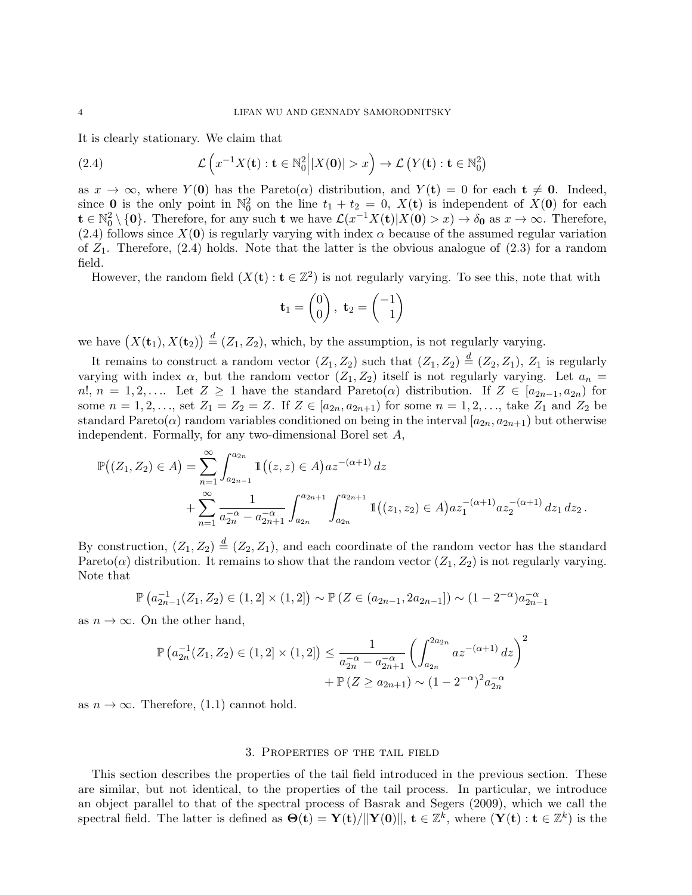It is clearly stationary. We claim that

$$\mathcal{L}\left(x^{-1}X(\mathbf{t}) : \mathbf{t} \in \mathbb{N}_0^2 \Big| |X(\mathbf{0})| > x\right) \to \mathcal{L}\left(Y(\mathbf{t}) : \mathbf{t} \in \mathbb{N}_0^2\right) \tag{2.4}$$

as $x \to \infty$, where $Y(\mathbf{0})$ has the Pareto($\alpha$) distribution, and $Y(\mathbf{t}) = 0$ for each $\mathbf{t} \neq \mathbf{0}$. Indeed, since $\mathbf{0}$ is the only point in $\mathbb{N}_0^2$ on the line $t_1 + t_2 = 0$, $X(\mathbf{t})$ is independent of $X(\mathbf{0})$ for each $\mathbf{t} \in \mathbb{N}_0^2 \setminus \{\mathbf{0}\}$. Therefore, for any such $\mathbf{t}$ we have $\mathcal{L}(x^{-1}X(\mathbf{t}) | X(\mathbf{0}) > x) \to \delta_{\mathbf{0}}$ as $x \to \infty$. Therefore, (2.4) follows since $X(\mathbf{0})$ is regularly varying with index $\alpha$ because of the assumed regular variation of $Z_1$. Therefore, (2.4) holds. Note that the latter is the obvious analogue of (2.3) for a random field.

However, the random field $(X(\mathbf{t}) : \mathbf{t} \in \mathbb{Z}^2)$ is not regularly varying. To see this, note that with

$$\mathbf{t}_1 = \begin{pmatrix} 0 \\ 0 \end{pmatrix}, \ \mathbf{t}_2 = \begin{pmatrix} -1 \\ 1 \end{pmatrix}$$

we have $\big(X(\mathbf{t}_1), X(\mathbf{t}_2)\big) \overset{d}{=} (Z_1, Z_2)$, which, by the assumption, is not regularly varying.

It remains to construct a random vector $(Z_1, Z_2)$ such that $(Z_1, Z_2) \overset{d}{=} (Z_2, Z_1)$, $Z_1$ is regularly varying with index $\alpha$, but the random vector $(Z_1, Z_2)$ itself is not regularly varying. Let $a_n = n!$, $n = 1, 2, \ldots$. Let $Z \geq 1$ have the standard Pareto($\alpha$) distribution. If $Z \in [a_{2n-1}, a_{2n})$ for some $n = 1, 2, \ldots$, set $Z_1 = Z_2 = Z$. If $Z \in [a_{2n}, a_{2n+1})$ for some $n = 1, 2, \ldots$, take $Z_1$ and $Z_2$ be standard Pareto($\alpha$) random variables conditioned on being in the interval $[a_{2n}, a_{2n+1})$ but otherwise independent. Formally, for any two-dimensional Borel set $A$,

$$\begin{aligned}
\mathbb{P}\big((Z_1, Z_2) \in A\big) &= \sum_{n=1}^{\infty} \int_{a_{2n-1}}^{a_{2n}} \mathbb{1}\big((z, z) \in A\big) a z^{-(\alpha+1)} \, dz \\
&\quad + \sum_{n=1}^{\infty} \frac{1}{a_{2n}^{-\alpha} - a_{2n+1}^{-\alpha}} \int_{a_{2n}}^{a_{2n+1}} \int_{a_{2n}}^{a_{2n+1}} \mathbb{1}\big((z_1, z_2) \in A\big) a z_1^{-(\alpha+1)} a z_2^{-(\alpha+1)} \, dz_1 \, dz_2 \, .
\end{aligned}$$

By construction, $(Z_1, Z_2) \overset{d}{=} (Z_2, Z_1)$, and each coordinate of the random vector has the standard Pareto($\alpha$) distribution. It remains to show that the random vector $(Z_1, Z_2)$ is not regularly varying. Note that

$$\mathbb{P}\left(a_{2n-1}^{-1}(Z_1, Z_2) \in (1, 2] \times (1, 2]\right) \sim \mathbb{P}\left(Z \in (a_{2n-1}, 2a_{2n-1}]\right) \sim (1 - 2^{-\alpha}) a_{2n-1}^{-\alpha}$$

as $n \to \infty$. On the other hand,

$$\begin{aligned}
\mathbb{P}\left(a_{2n}^{-1}(Z_1, Z_2) \in (1, 2] \times (1, 2]\right) &\leq \frac{1}{a_{2n}^{-\alpha} - a_{2n+1}^{-\alpha}} \left(\int_{a_{2n}}^{2a_{2n}} a z^{-(\alpha+1)} \, dz\right)^2 \\
&\quad + \mathbb{P}\left(Z \geq a_{2n+1}\right) \sim (1 - 2^{-\alpha})^2 a_{2n}^{-\alpha}
\end{aligned}$$

as $n \to \infty$. Therefore, (1.1) cannot hold.

## 3. Properties of the tail field

This section describes the properties of the tail field introduced in the previous section. These are similar, but not identical, to the properties of the tail process. In particular, we introduce an object parallel to that of the spectral process of Basrak and Segers (2009), which we call the spectral field. The latter is defined as $\mathbf{\Theta}(\mathbf{t}) = \mathbf{Y}(\mathbf{t}) / \|\mathbf{Y}(\mathbf{0})\|$, $\mathbf{t} \in \mathbb{Z}^k$, where $(\mathbf{Y}(\mathbf{t}) : \mathbf{t} \in \mathbb{Z}^k)$ is the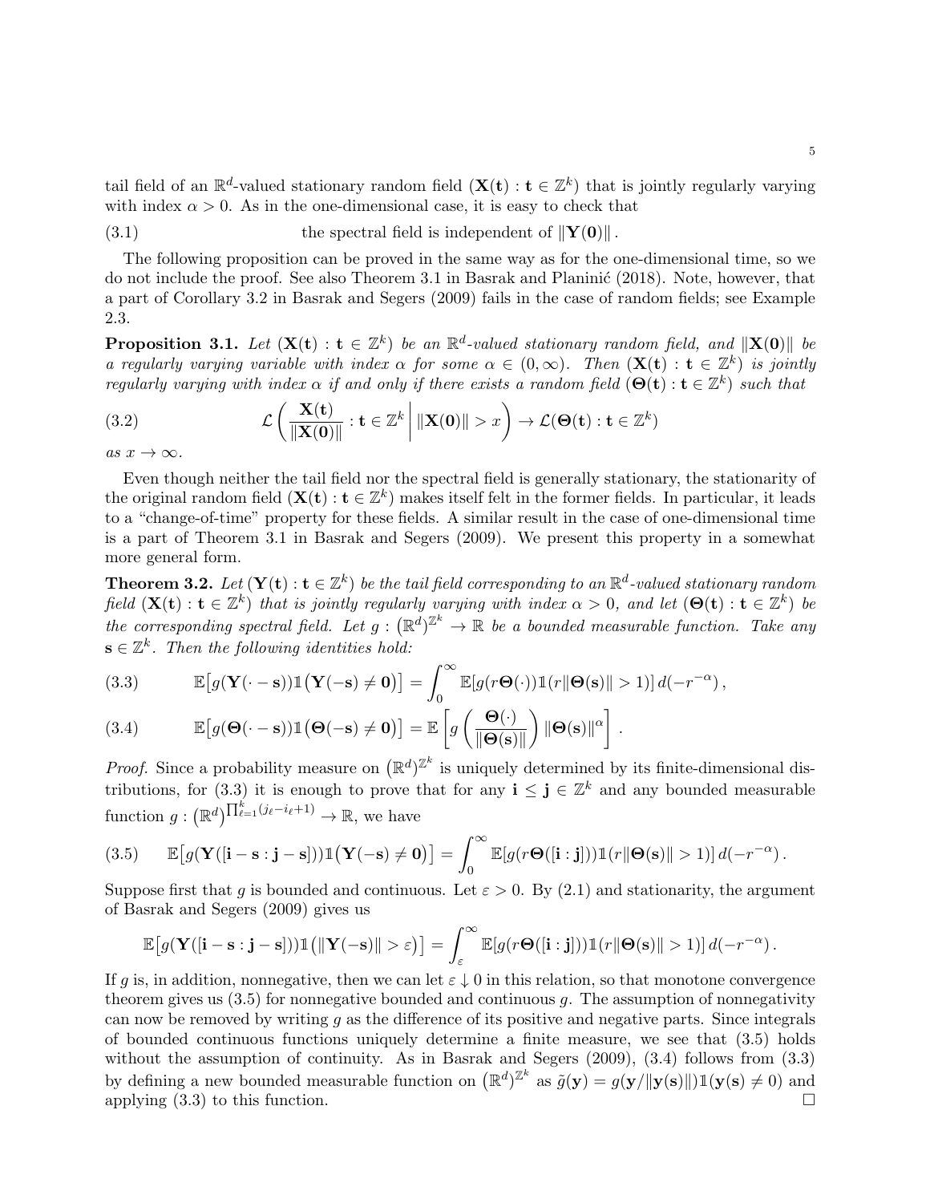tail field of an $\mathbb{R}^d$-valued stationary random field $(\mathbf{X}(\mathbf{t}) : \mathbf{t} \in \mathbb{Z}^k)$ that is jointly regularly varying with index $\alpha > 0$. As in the one-dimensional case, it is easy to check that

$$\text{the spectral field is independent of } \|\mathbf{Y}(\mathbf{0})\| . \tag{3.1}$$

The following proposition can be proved in the same way as for the one-dimensional time, so we do not include the proof. See also Theorem 3.1 in Basrak and Planinić (2018). Note, however, that a part of Corollary 3.2 in Basrak and Segers (2009) fails in the case of random fields; see Example 2.3.

**Proposition 3.1.** *Let $(\mathbf{X}(\mathbf{t}) : \mathbf{t} \in \mathbb{Z}^k)$ be an $\mathbb{R}^d$-valued stationary random field, and $\|\mathbf{X}(\mathbf{0})\|$ be a regularly varying variable with index $\alpha$ for some $\alpha \in (0, \infty)$. Then $(\mathbf{X}(\mathbf{t}) : \mathbf{t} \in \mathbb{Z}^k)$ is jointly regularly varying with index $\alpha$ if and only if there exists a random field $(\mathbf{\Theta}(\mathbf{t}) : \mathbf{t} \in \mathbb{Z}^k)$ such that*

$$\mathcal{L}\left( \frac{\mathbf{X}(\mathbf{t})}{\|\mathbf{X}(\mathbf{0})\|} : \mathbf{t} \in \mathbb{Z}^k \,\middle|\, \|\mathbf{X}(\mathbf{0})\| > x \right) \to \mathcal{L}(\mathbf{\Theta}(\mathbf{t}) : \mathbf{t} \in \mathbb{Z}^k) \tag{3.2}$$

*as $x \to \infty$.*

Even though neither the tail field nor the spectral field is generally stationary, the stationarity of the original random field $(\mathbf{X}(\mathbf{t}) : \mathbf{t} \in \mathbb{Z}^k)$ makes itself felt in the former fields. In particular, it leads to a "change-of-time" property for these fields. A similar result in the case of one-dimensional time is a part of Theorem 3.1 in Basrak and Segers (2009). We present this property in a somewhat more general form.

**Theorem 3.2.** *Let $(\mathbf{Y}(\mathbf{t}) : \mathbf{t} \in \mathbb{Z}^k)$ be the tail field corresponding to an $\mathbb{R}^d$-valued stationary random field $(\mathbf{X}(\mathbf{t}) : \mathbf{t} \in \mathbb{Z}^k)$ that is jointly regularly varying with index $\alpha > 0$, and let $(\mathbf{\Theta}(\mathbf{t}) : \mathbf{t} \in \mathbb{Z}^k)$ be the corresponding spectral field. Let $g : (\mathbb{R}^d)^{\mathbb{Z}^k} \to \mathbb{R}$ be a bounded measurable function. Take any $\mathbf{s} \in \mathbb{Z}^k$. Then the following identities hold:*

$$\mathbb{E}\big[g(\mathbf{Y}(\cdot - \mathbf{s}))\mathbb{1}\big(\mathbf{Y}(-\mathbf{s}) \neq \mathbf{0}\big)\big] = \int_0^\infty \mathbb{E}[g(r\mathbf{\Theta}(\cdot))\mathbb{1}(r\|\mathbf{\Theta}(\mathbf{s})\| > 1)]\, d(-r^{-\alpha}) \,, \tag{3.3}$$

$$\mathbb{E}\big[g(\mathbf{\Theta}(\cdot - \mathbf{s}))\mathbb{1}\big(\mathbf{\Theta}(-\mathbf{s}) \neq \mathbf{0}\big)\big] = \mathbb{E}\left[ g\left( \frac{\mathbf{\Theta}(\cdot)}{\|\mathbf{\Theta}(\mathbf{s})\|} \right) \|\mathbf{\Theta}(\mathbf{s})\|^\alpha \right] . \tag{3.4}$$

*Proof.* Since a probability measure on $(\mathbb{R}^d)^{\mathbb{Z}^k}$ is uniquely determined by its finite-dimensional distributions, for (3.3) it is enough to prove that for any $\mathbf{i} \le \mathbf{j} \in \mathbb{Z}^k$ and any bounded measurable function $g : (\mathbb{R}^d)^{\prod_{\ell=1}^k (j_\ell - i_\ell + 1)} \to \mathbb{R}$, we have

$$\mathbb{E}\big[g(\mathbf{Y}([\mathbf{i} - \mathbf{s} : \mathbf{j} - \mathbf{s}]))\mathbb{1}\big(\mathbf{Y}(-\mathbf{s}) \neq \mathbf{0}\big)\big] = \int_0^\infty \mathbb{E}[g(r\mathbf{\Theta}([\mathbf{i} : \mathbf{j}]))\mathbb{1}(r\|\mathbf{\Theta}(\mathbf{s})\| > 1)]\, d(-r^{-\alpha}) \,. \tag{3.5}$$

Suppose first that $g$ is bounded and continuous. Let $\varepsilon > 0$. By (2.1) and stationarity, the argument of Basrak and Segers (2009) gives us

$$\mathbb{E}\big[g(\mathbf{Y}([\mathbf{i} - \mathbf{s} : \mathbf{j} - \mathbf{s}]))\mathbb{1}\big(\|\mathbf{Y}(-\mathbf{s})\| > \varepsilon\big)\big] = \int_\varepsilon^\infty \mathbb{E}[g(r\mathbf{\Theta}([\mathbf{i} : \mathbf{j}]))\mathbb{1}(r\|\mathbf{\Theta}(\mathbf{s})\| > 1)]\, d(-r^{-\alpha}) \,.$$

If $g$ is, in addition, nonnegative, then we can let $\varepsilon \downarrow 0$ in this relation, so that monotone convergence theorem gives us (3.5) for nonnegative bounded and continuous $g$. The assumption of nonnegativity can now be removed by writing $g$ as the difference of its positive and negative parts. Since integrals of bounded continuous functions uniquely determine a finite measure, we see that (3.5) holds without the assumption of continuity. As in Basrak and Segers (2009), (3.4) follows from (3.3) by defining a new bounded measurable function on $(\mathbb{R}^d)^{\mathbb{Z}^k}$ as $\tilde{g}(\mathbf{y}) = g(\mathbf{y}/\|\mathbf{y}(\mathbf{s})\|)\mathbb{1}(\mathbf{y}(\mathbf{s}) \neq 0)$ and applying (3.3) to this function. $\square$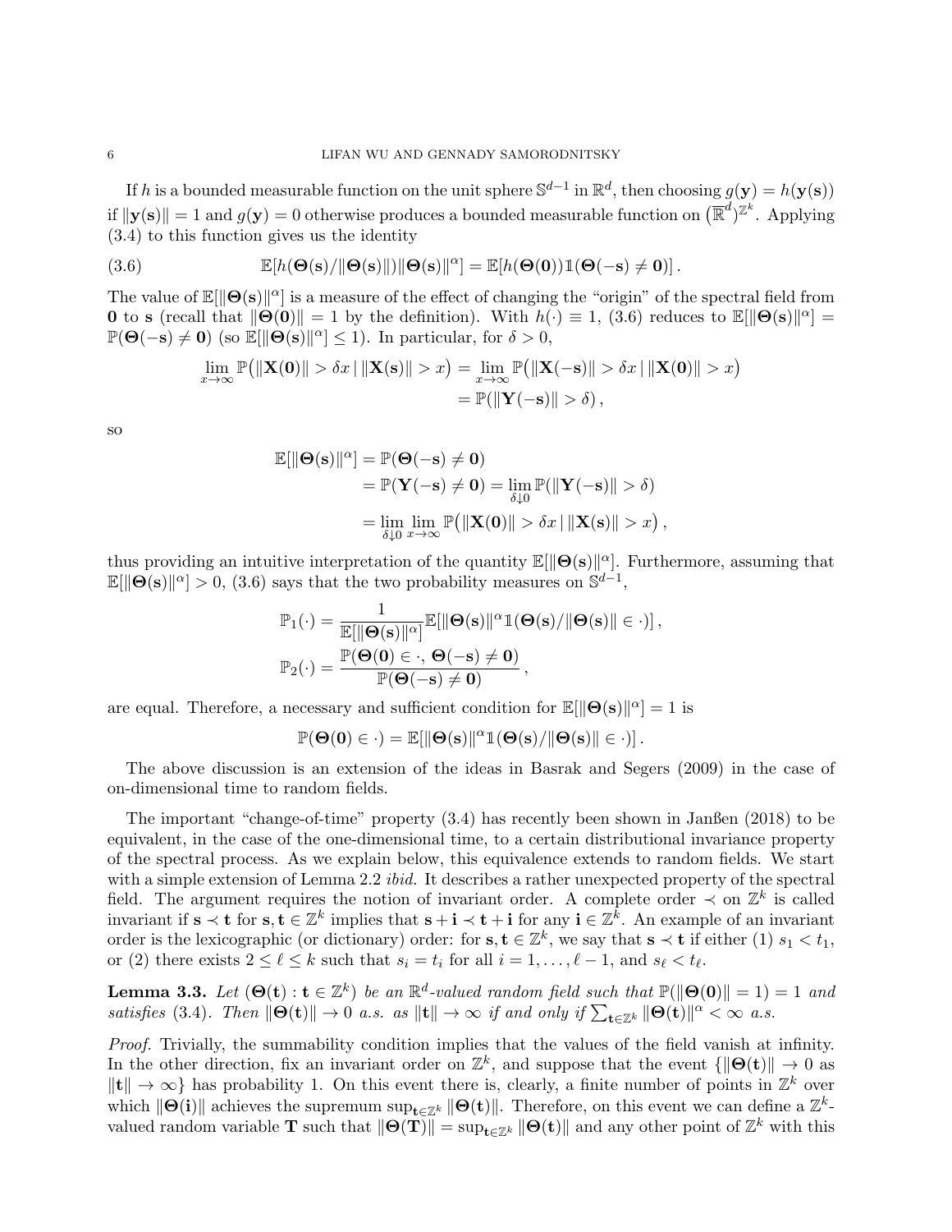If $h$ is a bounded measurable function on the unit sphere $\mathbb{S}^{d-1}$ in $\mathbb{R}^d$, then choosing $g(\mathbf{y}) = h(\mathbf{y}(\mathbf{s}))$ if $\|\mathbf{y}(\mathbf{s})\| = 1$ and $g(\mathbf{y}) = 0$ otherwise produces a bounded measurable function on $\left(\overline{\mathbb{R}}^d\right)^{\mathbb{Z}^k}$. Applying (3.4) to this function gives us the identity

$$\mathbb{E}[h(\mathbf{\Theta}(\mathbf{s})/\|\mathbf{\Theta}(\mathbf{s})\|)\|\mathbf{\Theta}(\mathbf{s})\|^\alpha] = \mathbb{E}[h(\mathbf{\Theta}(\mathbf{0}))\mathbb{1}(\mathbf{\Theta}(-\mathbf{s}) \neq \mathbf{0})]\,. \tag{3.6}$$

The value of $\mathbb{E}[\|\mathbf{\Theta}(\mathbf{s})\|^\alpha]$ is a measure of the effect of changing the "origin" of the spectral field from $\mathbf{0}$ to $\mathbf{s}$ (recall that $\|\mathbf{\Theta}(\mathbf{0})\| = 1$ by the definition). With $h(\cdot) \equiv 1$, (3.6) reduces to $\mathbb{E}[\|\mathbf{\Theta}(\mathbf{s})\|^\alpha] = \mathbb{P}(\mathbf{\Theta}(-\mathbf{s}) \neq \mathbf{0})$ (so $\mathbb{E}[\|\mathbf{\Theta}(\mathbf{s})\|^\alpha] \leq 1$). In particular, for $\delta > 0$,

$$\begin{aligned}\lim_{x\to\infty} \mathbb{P}\big(\|\mathbf{X}(\mathbf{0})\| > \delta x \mid \|\mathbf{X}(\mathbf{s})\| > x\big) &= \lim_{x\to\infty} \mathbb{P}\big(\|\mathbf{X}(-\mathbf{s})\| > \delta x \mid \|\mathbf{X}(\mathbf{0})\| > x\big)\\ &= \mathbb{P}(\|\mathbf{Y}(-\mathbf{s})\| > \delta)\,,\end{aligned}$$

so

$$\begin{aligned}\mathbb{E}[\|\mathbf{\Theta}(\mathbf{s})\|^\alpha] &= \mathbb{P}(\mathbf{\Theta}(-\mathbf{s}) \neq \mathbf{0})\\ &= \mathbb{P}(\mathbf{Y}(-\mathbf{s}) \neq \mathbf{0}) = \lim_{\delta\downarrow 0} \mathbb{P}(\|\mathbf{Y}(-\mathbf{s})\| > \delta)\\ &= \lim_{\delta\downarrow 0}\lim_{x\to\infty} \mathbb{P}\big(\|\mathbf{X}(\mathbf{0})\| > \delta x \mid \|\mathbf{X}(\mathbf{s})\| > x\big)\,,\end{aligned}$$

thus providing an intuitive interpretation of the quantity $\mathbb{E}[\|\mathbf{\Theta}(\mathbf{s})\|^\alpha]$. Furthermore, assuming that $\mathbb{E}[\|\mathbf{\Theta}(\mathbf{s})\|^\alpha] > 0$, (3.6) says that the two probability measures on $\mathbb{S}^{d-1}$,

$$\begin{aligned}\mathbb{P}_1(\cdot) &= \frac{1}{\mathbb{E}[\|\mathbf{\Theta}(\mathbf{s})\|^\alpha]}\mathbb{E}[\|\mathbf{\Theta}(\mathbf{s})\|^\alpha \mathbb{1}(\mathbf{\Theta}(\mathbf{s})/\|\mathbf{\Theta}(\mathbf{s})\| \in \cdot)]\,,\\ \mathbb{P}_2(\cdot) &= \frac{\mathbb{P}(\mathbf{\Theta}(\mathbf{0}) \in \cdot,\, \mathbf{\Theta}(-\mathbf{s}) \neq \mathbf{0})}{\mathbb{P}(\mathbf{\Theta}(-\mathbf{s}) \neq \mathbf{0})}\,,\end{aligned}$$

are equal. Therefore, a necessary and sufficient condition for $\mathbb{E}[\|\mathbf{\Theta}(\mathbf{s})\|^\alpha] = 1$ is

$$\mathbb{P}(\mathbf{\Theta}(\mathbf{0}) \in \cdot) = \mathbb{E}[\|\mathbf{\Theta}(\mathbf{s})\|^\alpha \mathbb{1}(\mathbf{\Theta}(\mathbf{s})/\|\mathbf{\Theta}(\mathbf{s})\| \in \cdot)]\,.$$

The above discussion is an extension of the ideas in Basrak and Segers (2009) in the case of on-dimensional time to random fields.

The important "change-of-time" property (3.4) has recently been shown in Janßen (2018) to be equivalent, in the case of the one-dimensional time, to a certain distributional invariance property of the spectral process. As we explain below, this equivalence extends to random fields. We start with a simple extension of Lemma 2.2 *ibid.* It describes a rather unexpected property of the spectral field. The argument requires the notion of invariant order. A complete order $\prec$ on $\mathbb{Z}^k$ is called invariant if $\mathbf{s} \prec \mathbf{t}$ for $\mathbf{s}, \mathbf{t} \in \mathbb{Z}^k$ implies that $\mathbf{s} + \mathbf{i} \prec \mathbf{t} + \mathbf{i}$ for any $\mathbf{i} \in \mathbb{Z}^k$. An example of an invariant order is the lexicographic (or dictionary) order: for $\mathbf{s}, \mathbf{t} \in \mathbb{Z}^k$, we say that $\mathbf{s} \prec \mathbf{t}$ if either (1) $s_1 < t_1$, or (2) there exists $2 \leq \ell \leq k$ such that $s_i = t_i$ for all $i = 1, \ldots, \ell - 1$, and $s_\ell < t_\ell$.

**Lemma 3.3.** *Let $(\mathbf{\Theta}(\mathbf{t}) : \mathbf{t} \in \mathbb{Z}^k)$ be an $\mathbb{R}^d$-valued random field such that $\mathbb{P}(\|\mathbf{\Theta}(\mathbf{0})\| = 1) = 1$ and satisfies (3.4). Then $\|\mathbf{\Theta}(\mathbf{t})\| \to 0$ a.s. as $\|\mathbf{t}\| \to \infty$ if and only if $\sum_{\mathbf{t}\in\mathbb{Z}^k} \|\mathbf{\Theta}(\mathbf{t})\|^\alpha < \infty$ a.s.*

*Proof.* Trivially, the summability condition implies that the values of the field vanish at infinity. In the other direction, fix an invariant order on $\mathbb{Z}^k$, and suppose that the event $\{\|\mathbf{\Theta}(\mathbf{t})\| \to 0$ as $\|\mathbf{t}\| \to \infty\}$ has probability 1. On this event there is, clearly, a finite number of points in $\mathbb{Z}^k$ over which $\|\mathbf{\Theta}(\mathbf{i})\|$ achieves the supremum $\sup_{\mathbf{t}\in\mathbb{Z}^k} \|\mathbf{\Theta}(\mathbf{t})\|$. Therefore, on this event we can define a $\mathbb{Z}^k$-valued random variable $\mathbf{T}$ such that $\|\mathbf{\Theta}(\mathbf{T})\| = \sup_{\mathbf{t}\in\mathbb{Z}^k} \|\mathbf{\Theta}(\mathbf{t})\|$ and any other point of $\mathbb{Z}^k$ with this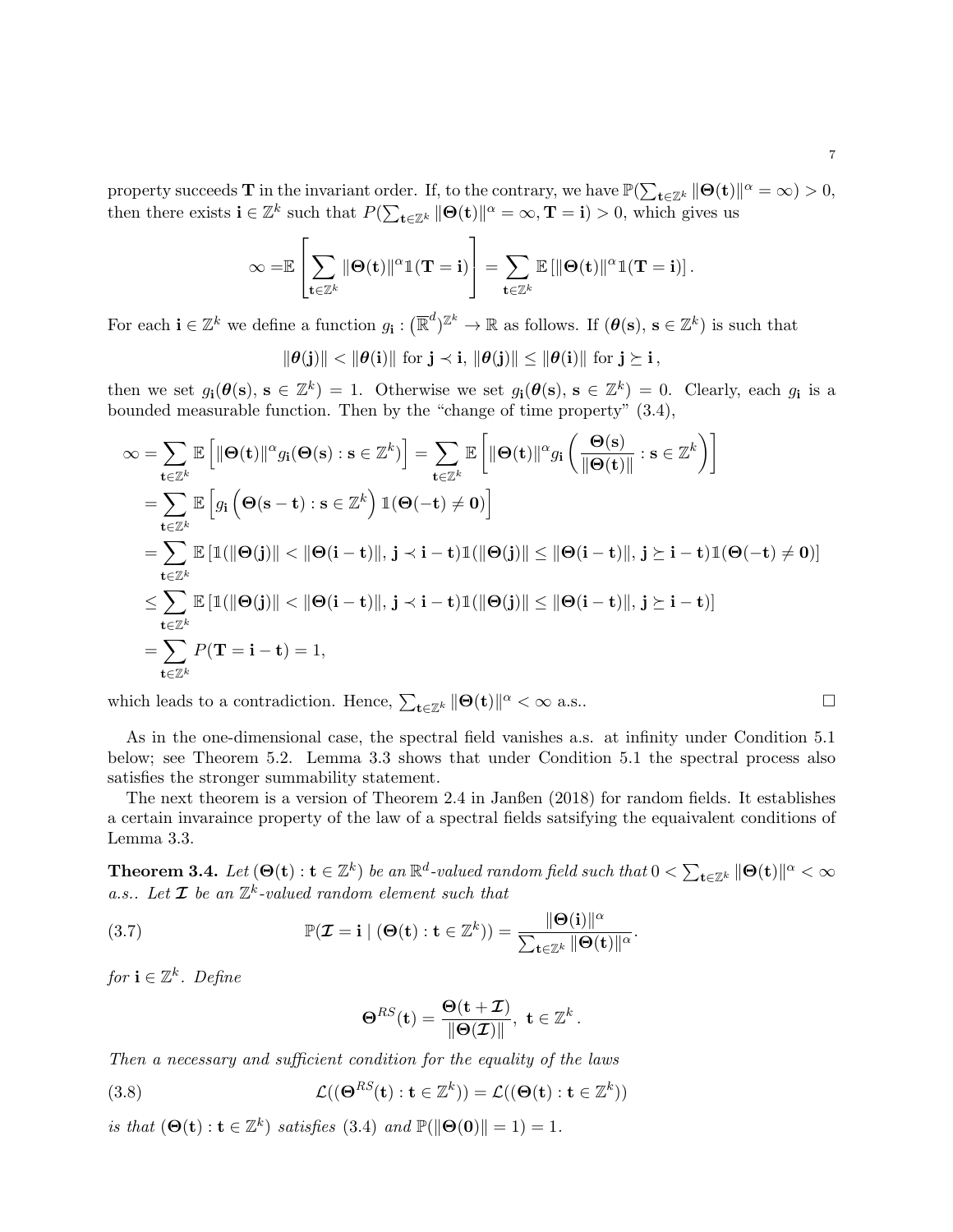property succeeds $\mathbf{T}$ in the invariant order. If, to the contrary, we have $\mathbb{P}(\sum_{\mathbf{t}\in\mathbb{Z}^k} \|\mathbf{\Theta}(\mathbf{t})\|^\alpha = \infty) > 0$, then there exists $\mathbf{i} \in \mathbb{Z}^k$ such that $P(\sum_{\mathbf{t}\in\mathbb{Z}^k} \|\mathbf{\Theta}(\mathbf{t})\|^\alpha = \infty, \mathbf{T} = \mathbf{i}) > 0$, which gives us

$$\infty = \mathbb{E}\left[\sum_{\mathbf{t}\in\mathbb{Z}^k} \|\mathbf{\Theta}(\mathbf{t})\|^\alpha \mathbb{1}(\mathbf{T} = \mathbf{i})\right] = \sum_{\mathbf{t}\in\mathbb{Z}^k} \mathbb{E}\left[\|\mathbf{\Theta}(\mathbf{t})\|^\alpha \mathbb{1}(\mathbf{T} = \mathbf{i})\right].$$

For each $\mathbf{i} \in \mathbb{Z}^k$ we define a function $g_\mathbf{i} : (\overline{\mathbb{R}}^d)^{\mathbb{Z}^k} \to \mathbb{R}$ as follows. If $(\boldsymbol{\theta}(\mathbf{s}),\, \mathbf{s} \in \mathbb{Z}^k)$ is such that

$$\|\boldsymbol{\theta}(\mathbf{j})\| < \|\boldsymbol{\theta}(\mathbf{i})\| \text{ for } \mathbf{j} \prec \mathbf{i},\ \|\boldsymbol{\theta}(\mathbf{j})\| \le \|\boldsymbol{\theta}(\mathbf{i})\| \text{ for } \mathbf{j} \succeq \mathbf{i}\,,$$

then we set $g_\mathbf{i}(\boldsymbol{\theta}(\mathbf{s}),\, \mathbf{s} \in \mathbb{Z}^k) = 1$. Otherwise we set $g_\mathbf{i}(\boldsymbol{\theta}(\mathbf{s}),\, \mathbf{s} \in \mathbb{Z}^k) = 0$. Clearly, each $g_\mathbf{i}$ is a bounded measurable function. Then by the "change of time property" (3.4),

$$\begin{aligned}
\infty &= \sum_{\mathbf{t}\in\mathbb{Z}^k} \mathbb{E}\Big[\|\mathbf{\Theta}(\mathbf{t})\|^\alpha g_\mathbf{i}(\mathbf{\Theta}(\mathbf{s}) : \mathbf{s} \in \mathbb{Z}^k)\Big] = \sum_{\mathbf{t}\in\mathbb{Z}^k} \mathbb{E}\left[\|\mathbf{\Theta}(\mathbf{t})\|^\alpha g_\mathbf{i}\left(\frac{\mathbf{\Theta}(\mathbf{s})}{\|\mathbf{\Theta}(\mathbf{t})\|} : \mathbf{s} \in \mathbb{Z}^k\right)\right] \\
&= \sum_{\mathbf{t}\in\mathbb{Z}^k} \mathbb{E}\Big[g_\mathbf{i}\left(\mathbf{\Theta}(\mathbf{s}-\mathbf{t}) : \mathbf{s} \in \mathbb{Z}^k\right) \mathbb{1}(\mathbf{\Theta}(-\mathbf{t}) \neq \mathbf{0})\Big] \\
&= \sum_{\mathbf{t}\in\mathbb{Z}^k} \mathbb{E}\left[\mathbb{1}(\|\mathbf{\Theta}(\mathbf{j})\| < \|\mathbf{\Theta}(\mathbf{i}-\mathbf{t})\|, \mathbf{j} \prec \mathbf{i}-\mathbf{t})\mathbb{1}(\|\mathbf{\Theta}(\mathbf{j})\| \le \|\mathbf{\Theta}(\mathbf{i}-\mathbf{t})\|, \mathbf{j} \succeq \mathbf{i}-\mathbf{t})\mathbb{1}(\mathbf{\Theta}(-\mathbf{t}) \neq \mathbf{0})\right] \\
&\le \sum_{\mathbf{t}\in\mathbb{Z}^k} \mathbb{E}\left[\mathbb{1}(\|\mathbf{\Theta}(\mathbf{j})\| < \|\mathbf{\Theta}(\mathbf{i}-\mathbf{t})\|, \mathbf{j} \prec \mathbf{i}-\mathbf{t})\mathbb{1}(\|\mathbf{\Theta}(\mathbf{j})\| \le \|\mathbf{\Theta}(\mathbf{i}-\mathbf{t})\|, \mathbf{j} \succeq \mathbf{i}-\mathbf{t})\right] \\
&= \sum_{\mathbf{t}\in\mathbb{Z}^k} P(\mathbf{T} = \mathbf{i}-\mathbf{t}) = 1,
\end{aligned}$$

which leads to a contradiction. Hence, $\sum_{\mathbf{t}\in\mathbb{Z}^k} \|\mathbf{\Theta}(\mathbf{t})\|^\alpha < \infty$ a.s.. □

As in the one-dimensional case, the spectral field vanishes a.s. at infinity under Condition 5.1 below; see Theorem 5.2. Lemma 3.3 shows that under Condition 5.1 the spectral process also satisfies the stronger summability statement.

The next theorem is a version of Theorem 2.4 in Janßen (2018) for random fields. It establishes a certain invaraince property of the law of a spectral fields satsifying the equaivalent conditions of Lemma 3.3.

**Theorem 3.4.** *Let $(\mathbf{\Theta}(\mathbf{t}) : \mathbf{t} \in \mathbb{Z}^k)$ be an $\mathbb{R}^d$-valued random field such that $0 < \sum_{\mathbf{t}\in\mathbb{Z}^k} \|\mathbf{\Theta}(\mathbf{t})\|^\alpha < \infty$ a.s.. Let $\boldsymbol{\mathcal{I}}$ be an $\mathbb{Z}^k$-valued random element such that*

$$\mathbb{P}(\boldsymbol{\mathcal{I}} = \mathbf{i} \mid (\mathbf{\Theta}(\mathbf{t}) : \mathbf{t} \in \mathbb{Z}^k)) = \frac{\|\mathbf{\Theta}(\mathbf{i})\|^\alpha}{\sum_{\mathbf{t}\in\mathbb{Z}^k} \|\mathbf{\Theta}(\mathbf{t})\|^\alpha}. \tag{3.7}$$

*for $\mathbf{i} \in \mathbb{Z}^k$. Define*

$$\mathbf{\Theta}^{RS}(\mathbf{t}) = \frac{\mathbf{\Theta}(\mathbf{t} + \boldsymbol{\mathcal{I}})}{\|\mathbf{\Theta}(\boldsymbol{\mathcal{I}})\|},\ \mathbf{t} \in \mathbb{Z}^k\,.$$

*Then a necessary and sufficient condition for the equality of the laws*

$$\mathcal{L}((\mathbf{\Theta}^{RS}(\mathbf{t}) : \mathbf{t} \in \mathbb{Z}^k)) = \mathcal{L}((\mathbf{\Theta}(\mathbf{t}) : \mathbf{t} \in \mathbb{Z}^k)) \tag{3.8}$$

*is that $(\mathbf{\Theta}(\mathbf{t}) : \mathbf{t} \in \mathbb{Z}^k)$ satisfies (3.4) and $\mathbb{P}(\|\mathbf{\Theta}(\mathbf{0})\| = 1) = 1$.*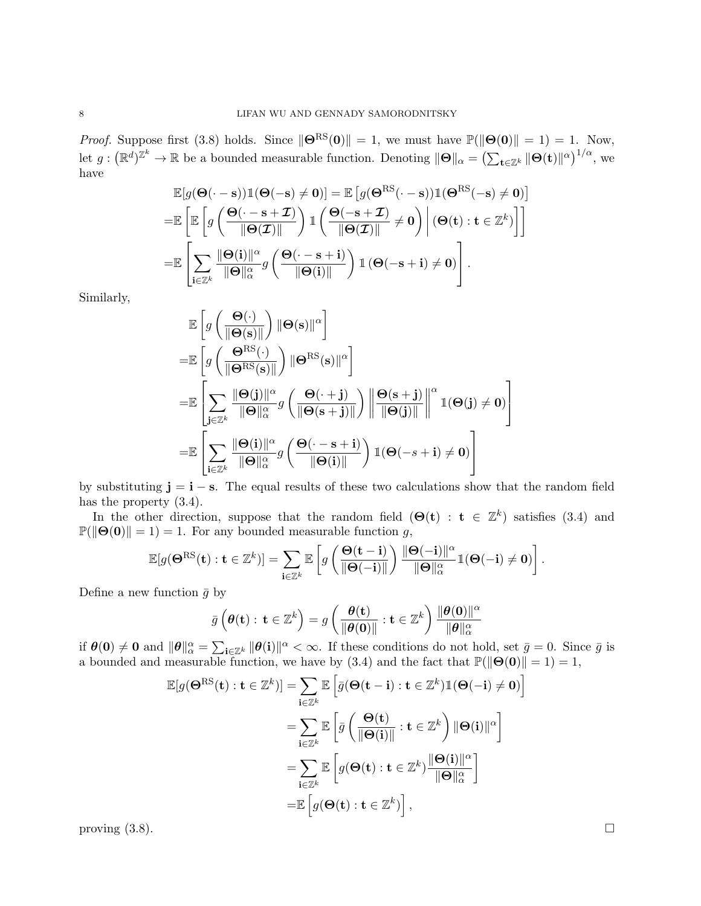*Proof.* Suppose first (3.8) holds. Since $\|\mathbf{\Theta}^{\mathrm{RS}}(\mathbf{0})\| = 1$, we must have $\mathbb{P}(\|\mathbf{\Theta}(\mathbf{0})\| = 1) = 1$. Now, let $g : (\mathbb{R}^d)^{\mathbb{Z}^k} \to \mathbb{R}$ be a bounded measurable function. Denoting $\|\mathbf{\Theta}\|_\alpha = \left(\sum_{\mathbf{t}\in\mathbb{Z}^k} \|\mathbf{\Theta}(\mathbf{t})\|^\alpha\right)^{1/\alpha}$, we have

$$
\begin{aligned}
&\mathbb{E}[g(\mathbf{\Theta}(\cdot - \mathbf{s}))\mathbb{1}(\mathbf{\Theta}(-\mathbf{s}) \neq \mathbf{0})] = \mathbb{E}\left[g(\mathbf{\Theta}^{\mathrm{RS}}(\cdot - \mathbf{s}))\mathbb{1}(\mathbf{\Theta}^{\mathrm{RS}}(-\mathbf{s}) \neq \mathbf{0})\right] \\
=&\mathbb{E}\left[\mathbb{E}\left[g\left(\frac{\mathbf{\Theta}(\cdot - \mathbf{s} + \mathcal{I})}{\|\mathbf{\Theta}(\mathcal{I})\|}\right)\mathbb{1}\left(\frac{\mathbf{\Theta}(-\mathbf{s} + \mathcal{I})}{\|\mathbf{\Theta}(\mathcal{I})\|} \neq \mathbf{0}\right)\,\middle|\,(\mathbf{\Theta}(\mathbf{t}) : \mathbf{t} \in \mathbb{Z}^k)\right]\right] \\
=&\mathbb{E}\left[\sum_{\mathbf{i}\in\mathbb{Z}^k} \frac{\|\mathbf{\Theta}(\mathbf{i})\|^\alpha}{\|\mathbf{\Theta}\|_\alpha^\alpha} g\left(\frac{\mathbf{\Theta}(\cdot - \mathbf{s} + \mathbf{i})}{\|\mathbf{\Theta}(\mathbf{i})\|}\right)\mathbb{1}\left(\mathbf{\Theta}(-\mathbf{s} + \mathbf{i}) \neq \mathbf{0}\right)\right].
\end{aligned}
$$

Similarly,

$$
\begin{aligned}
&\mathbb{E}\left[g\left(\frac{\mathbf{\Theta}(\cdot)}{\|\mathbf{\Theta}(\mathbf{s})\|}\right)\|\mathbf{\Theta}(\mathbf{s})\|^\alpha\right] \\
=&\mathbb{E}\left[g\left(\frac{\mathbf{\Theta}^{\mathrm{RS}}(\cdot)}{\|\mathbf{\Theta}^{\mathrm{RS}}(\mathbf{s})\|}\right)\|\mathbf{\Theta}^{\mathrm{RS}}(\mathbf{s})\|^\alpha\right] \\
=&\mathbb{E}\left[\sum_{\mathbf{j}\in\mathbb{Z}^k} \frac{\|\mathbf{\Theta}(\mathbf{j})\|^\alpha}{\|\mathbf{\Theta}\|_\alpha^\alpha} g\left(\frac{\mathbf{\Theta}(\cdot + \mathbf{j})}{\|\mathbf{\Theta}(\mathbf{s} + \mathbf{j})\|}\right)\left\|\frac{\mathbf{\Theta}(\mathbf{s} + \mathbf{j})}{\|\mathbf{\Theta}(\mathbf{j})\|}\right\|^\alpha \mathbb{1}(\mathbf{\Theta}(\mathbf{j}) \neq \mathbf{0})\right] \\
=&\mathbb{E}\left[\sum_{\mathbf{i}\in\mathbb{Z}^k} \frac{\|\mathbf{\Theta}(\mathbf{i})\|^\alpha}{\|\mathbf{\Theta}\|_\alpha^\alpha} g\left(\frac{\mathbf{\Theta}(\cdot - \mathbf{s} + \mathbf{i})}{\|\mathbf{\Theta}(\mathbf{i})\|}\right)\mathbb{1}(\mathbf{\Theta}(-s + \mathbf{i}) \neq \mathbf{0})\right]
\end{aligned}
$$

by substituting $\mathbf{j} = \mathbf{i} - \mathbf{s}$. The equal results of these two calculations show that the random field has the property (3.4).

In the other direction, suppose that the random field $(\mathbf{\Theta}(\mathbf{t}) : \mathbf{t} \in \mathbb{Z}^k)$ satisfies (3.4) and $\mathbb{P}(\|\mathbf{\Theta}(\mathbf{0})\| = 1) = 1$. For any bounded measurable function $g$,

$$
\mathbb{E}[g(\mathbf{\Theta}^{\mathrm{RS}}(\mathbf{t}) : \mathbf{t} \in \mathbb{Z}^k)] = \sum_{\mathbf{i}\in\mathbb{Z}^k} \mathbb{E}\left[g\left(\frac{\mathbf{\Theta}(\mathbf{t} - \mathbf{i})}{\|\mathbf{\Theta}(-\mathbf{i})\|}\right)\frac{\|\mathbf{\Theta}(-\mathbf{i})\|^\alpha}{\|\mathbf{\Theta}\|_\alpha^\alpha}\mathbb{1}(\mathbf{\Theta}(-\mathbf{i}) \neq \mathbf{0})\right].
$$

Define a new function $\bar{g}$ by

$$
\bar{g}\left(\boldsymbol{\theta}(\mathbf{t}) :\, \mathbf{t} \in \mathbb{Z}^k\right) = g\left(\frac{\boldsymbol{\theta}(\mathbf{t})}{\|\boldsymbol{\theta}(\mathbf{0})\|} : \mathbf{t} \in \mathbb{Z}^k\right)\frac{\|\boldsymbol{\theta}(\mathbf{0})\|^\alpha}{\|\boldsymbol{\theta}\|_\alpha^\alpha}
$$

if $\boldsymbol{\theta}(\mathbf{0}) \neq \mathbf{0}$ and $\|\boldsymbol{\theta}\|_\alpha^\alpha = \sum_{\mathbf{i}\in\mathbb{Z}^k} \|\boldsymbol{\theta}(\mathbf{i})\|^\alpha < \infty$. If these conditions do not hold, set $\bar{g} = 0$. Since $\bar{g}$ is a bounded and measurable function, we have by (3.4) and the fact that $\mathbb{P}(\|\mathbf{\Theta}(\mathbf{0})\| = 1) = 1$,

$$
\begin{aligned}
\mathbb{E}[g(\mathbf{\Theta}^{\mathrm{RS}}(\mathbf{t}) : \mathbf{t} \in \mathbb{Z}^k)] &= \sum_{\mathbf{i}\in\mathbb{Z}^k} \mathbb{E}\left[\bar{g}(\mathbf{\Theta}(\mathbf{t} - \mathbf{i}) : \mathbf{t} \in \mathbb{Z}^k)\mathbb{1}(\mathbf{\Theta}(-\mathbf{i}) \neq \mathbf{0})\right] \\
&= \sum_{\mathbf{i}\in\mathbb{Z}^k} \mathbb{E}\left[\bar{g}\left(\frac{\mathbf{\Theta}(\mathbf{t})}{\|\mathbf{\Theta}(\mathbf{i})\|} : \mathbf{t} \in \mathbb{Z}^k\right)\|\mathbf{\Theta}(\mathbf{i})\|^\alpha\right] \\
&= \sum_{\mathbf{i}\in\mathbb{Z}^k} \mathbb{E}\left[g(\mathbf{\Theta}(\mathbf{t}) : \mathbf{t} \in \mathbb{Z}^k)\frac{\|\mathbf{\Theta}(\mathbf{i})\|^\alpha}{\|\mathbf{\Theta}\|_\alpha^\alpha}\right] \\
&= \mathbb{E}\left[g(\mathbf{\Theta}(\mathbf{t}) : \mathbf{t} \in \mathbb{Z}^k)\right],
\end{aligned}
$$

proving (3.8). $\square$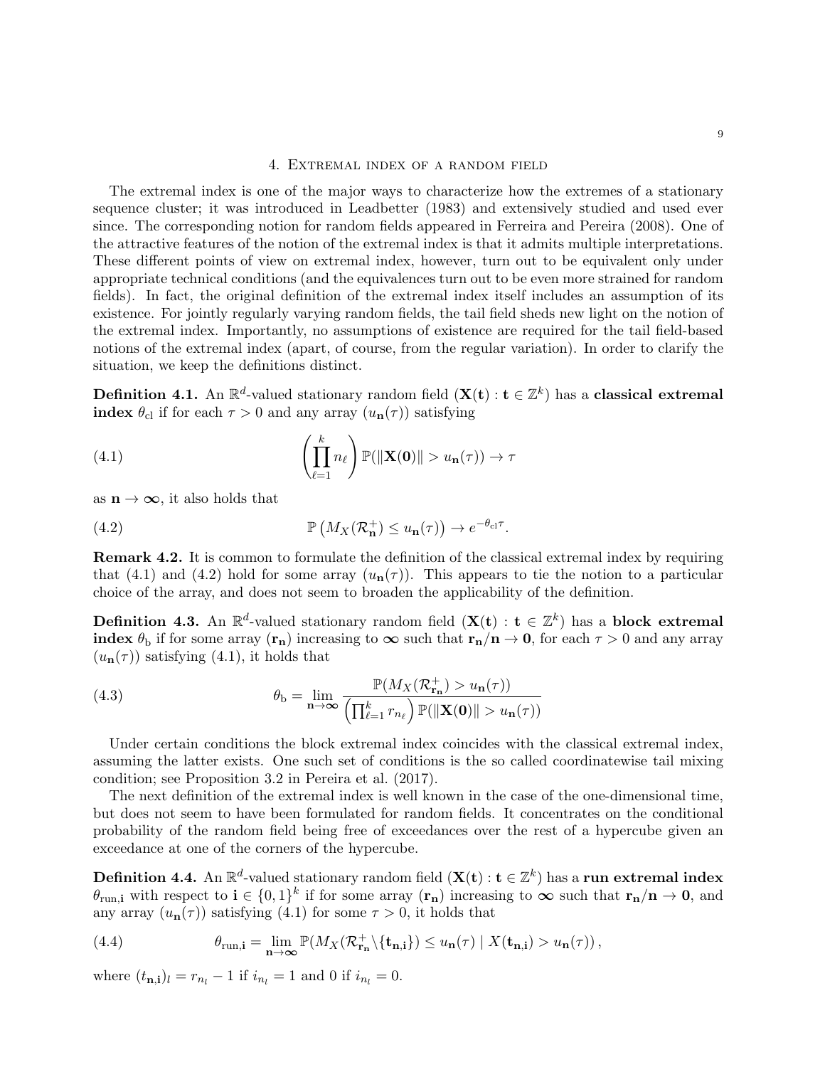## 4. Extremal index of a random field

The extremal index is one of the major ways to characterize how the extremes of a stationary sequence cluster; it was introduced in Leadbetter (1983) and extensively studied and used ever since. The corresponding notion for random fields appeared in Ferreira and Pereira (2008). One of the attractive features of the notion of the extremal index is that it admits multiple interpretations. These different points of view on extremal index, however, turn out to be equivalent only under appropriate technical conditions (and the equivalences turn out to be even more strained for random fields). In fact, the original definition of the extremal index itself includes an assumption of its existence. For jointly regularly varying random fields, the tail field sheds new light on the notion of the extremal index. Importantly, no assumptions of existence are required for the tail field-based notions of the extremal index (apart, of course, from the regular variation). In order to clarify the situation, we keep the definitions distinct.

**Definition 4.1.** An $\mathbb{R}^d$-valued stationary random field $(\mathbf{X}(\mathbf{t}) : \mathbf{t} \in \mathbb{Z}^k)$ has a **classical extremal index** $\theta_{\text{cl}}$ if for each $\tau > 0$ and any array $(u_{\mathbf{n}}(\tau))$ satisfying

$$\left(\prod_{\ell=1}^{k} n_\ell\right) \mathbb{P}(\|\mathbf{X}(\mathbf{0})\| > u_{\mathbf{n}}(\tau)) \to \tau \tag{4.1}$$

as $\mathbf{n} \to \boldsymbol{\infty}$, it also holds that

$$\mathbb{P}\left(M_X(\mathcal{R}_{\mathbf{n}}^+) \le u_{\mathbf{n}}(\tau)\right) \to e^{-\theta_{\text{cl}}\tau}. \tag{4.2}$$

**Remark 4.2.** It is common to formulate the definition of the classical extremal index by requiring that (4.1) and (4.2) hold for some array $(u_{\mathbf{n}}(\tau))$. This appears to tie the notion to a particular choice of the array, and does not seem to broaden the applicability of the definition.

**Definition 4.3.** An $\mathbb{R}^d$-valued stationary random field $(\mathbf{X}(\mathbf{t}) : \mathbf{t} \in \mathbb{Z}^k)$ has a **block extremal index** $\theta_{\text{b}}$ if for some array $(\mathbf{r}_{\mathbf{n}})$ increasing to $\boldsymbol{\infty}$ such that $\mathbf{r}_{\mathbf{n}}/\mathbf{n} \to \mathbf{0}$, for each $\tau > 0$ and any array $(u_{\mathbf{n}}(\tau))$ satisfying (4.1), it holds that

$$\theta_{\text{b}} = \lim_{\mathbf{n}\to\boldsymbol{\infty}} \frac{\mathbb{P}(M_X(\mathcal{R}_{\mathbf{r}_{\mathbf{n}}}^+) > u_{\mathbf{n}}(\tau))}{\left(\prod_{\ell=1}^{k} r_{n_\ell}\right) \mathbb{P}(\|\mathbf{X}(\mathbf{0})\| > u_{\mathbf{n}}(\tau))} \tag{4.3}$$

Under certain conditions the block extremal index coincides with the classical extremal index, assuming the latter exists. One such set of conditions is the so called coordinatewise tail mixing condition; see Proposition 3.2 in Pereira et al. (2017).

The next definition of the extremal index is well known in the case of the one-dimensional time, but does not seem to have been formulated for random fields. It concentrates on the conditional probability of the random field being free of exceedances over the rest of a hypercube given an exceedance at one of the corners of the hypercube.

**Definition 4.4.** An $\mathbb{R}^d$-valued stationary random field $(\mathbf{X}(\mathbf{t}) : \mathbf{t} \in \mathbb{Z}^k)$ has a **run extremal index** $\theta_{\text{run},\mathbf{i}}$ with respect to $\mathbf{i} \in \{0,1\}^k$ if for some array $(\mathbf{r}_{\mathbf{n}})$ increasing to $\boldsymbol{\infty}$ such that $\mathbf{r}_{\mathbf{n}}/\mathbf{n} \to \mathbf{0}$, and any array $(u_{\mathbf{n}}(\tau))$ satisfying (4.1) for some $\tau > 0$, it holds that

$$\theta_{\text{run},\mathbf{i}} = \lim_{\mathbf{n}\to\boldsymbol{\infty}} \mathbb{P}(M_X(\mathcal{R}_{\mathbf{r}_{\mathbf{n}}}^+ \backslash \{\mathbf{t}_{\mathbf{n},\mathbf{i}}\}) \le u_{\mathbf{n}}(\tau) \mid X(\mathbf{t}_{\mathbf{n},\mathbf{i}}) > u_{\mathbf{n}}(\tau)), \tag{4.4}$$

where $(t_{\mathbf{n},\mathbf{i}})_l = r_{n_l} - 1$ if $i_{n_l} = 1$ and $0$ if $i_{n_l} = 0$.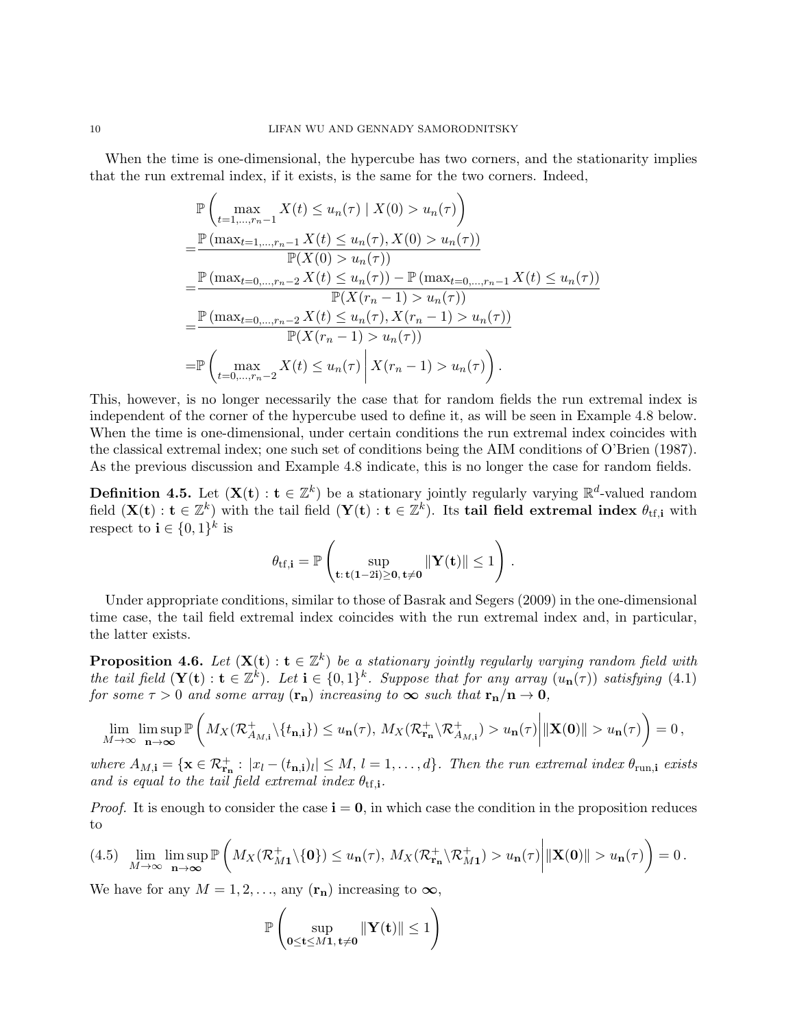When the time is one-dimensional, the hypercube has two corners, and the stationarity implies that the run extremal index, if it exists, is the same for the two corners. Indeed,

$$
\begin{aligned}
&\mathbb{P}\left(\max_{t=1,\ldots,r_n-1} X(t) \le u_n(\tau) \mid X(0) > u_n(\tau)\right) \\
=&\frac{\mathbb{P}\left(\max_{t=1,\ldots,r_n-1} X(t) \le u_n(\tau), X(0) > u_n(\tau)\right)}{\mathbb{P}(X(0) > u_n(\tau))} \\
=&\frac{\mathbb{P}\left(\max_{t=0,\ldots,r_n-2} X(t) \le u_n(\tau)\right) - \mathbb{P}\left(\max_{t=0,\ldots,r_n-1} X(t) \le u_n(\tau)\right)}{\mathbb{P}(X(r_n-1) > u_n(\tau))} \\
=&\frac{\mathbb{P}\left(\max_{t=0,\ldots,r_n-2} X(t) \le u_n(\tau), X(r_n-1) > u_n(\tau)\right)}{\mathbb{P}(X(r_n-1) > u_n(\tau))} \\
=&\mathbb{P}\left(\max_{t=0,\ldots,r_n-2} X(t) \le u_n(\tau) \,\middle|\, X(r_n-1) > u_n(\tau)\right).
\end{aligned}
$$

This, however, is no longer necessarily the case that for random fields the run extremal index is independent of the corner of the hypercube used to define it, as will be seen in Example 4.8 below. When the time is one-dimensional, under certain conditions the run extremal index coincides with the classical extremal index; one such set of conditions being the AIM conditions of O'Brien (1987). As the previous discussion and Example 4.8 indicate, this is no longer the case for random fields.

**Definition 4.5.** Let $(\mathbf{X}(\mathbf{t}) : \mathbf{t} \in \mathbb{Z}^k)$ be a stationary jointly regularly varying $\mathbb{R}^d$-valued random field $(\mathbf{X}(\mathbf{t}) : \mathbf{t} \in \mathbb{Z}^k)$ with the tail field $(\mathbf{Y}(\mathbf{t}) : \mathbf{t} \in \mathbb{Z}^k)$. Its **tail field extremal index** $\theta_{\mathrm{tf},\mathbf{i}}$ with respect to $\mathbf{i} \in \{0,1\}^k$ is

$$
\theta_{\mathrm{tf},\mathbf{i}} = \mathbb{P}\left(\sup_{\mathbf{t}:\, \mathbf{t}(\mathbf{1}-2\mathbf{i}) \ge \mathbf{0},\, \mathbf{t} \ne \mathbf{0}} \|\mathbf{Y}(\mathbf{t})\| \le 1\right).
$$

Under appropriate conditions, similar to those of Basrak and Segers (2009) in the one-dimensional time case, the tail field extremal index coincides with the run extremal index and, in particular, the latter exists.

**Proposition 4.6.** *Let $(\mathbf{X}(\mathbf{t}) : \mathbf{t} \in \mathbb{Z}^k)$ be a stationary jointly regularly varying random field with the tail field $(\mathbf{Y}(\mathbf{t}) : \mathbf{t} \in \mathbb{Z}^k)$. Let $\mathbf{i} \in \{0,1\}^k$. Suppose that for any array $(u_{\mathbf{n}}(\tau))$ satisfying (4.1) for some $\tau > 0$ and some array $(\mathbf{r_n})$ increasing to $\boldsymbol{\infty}$ such that $\mathbf{r_n}/\mathbf{n} \to \mathbf{0}$,*

$$
\lim_{M\to\infty} \limsup_{\mathbf{n}\to\boldsymbol{\infty}} \mathbb{P}\left(M_X(\mathcal{R}^+_{A_{M,\mathbf{i}}} \backslash \{t_{\mathbf{n},\mathbf{i}}\}) \le u_{\mathbf{n}}(\tau),\, M_X(\mathcal{R}^+_{\mathbf{r_n}} \backslash \mathcal{R}^+_{A_{M,\mathbf{i}}}) > u_{\mathbf{n}}(\tau) \,\middle|\, \|\mathbf{X}(\mathbf{0})\| > u_{\mathbf{n}}(\tau)\right) = 0\,,
$$

*where $A_{M,\mathbf{i}} = \{\mathbf{x} \in \mathcal{R}^+_{\mathbf{r_n}} : |x_l - (t_{\mathbf{n},\mathbf{i}})_l| \le M,\, l = 1,\ldots,d\}$. Then the run extremal index $\theta_{\mathrm{run},\mathbf{i}}$ exists and is equal to the tail field extremal index $\theta_{\mathrm{tf},\mathbf{i}}$.*

*Proof.* It is enough to consider the case $\mathbf{i} = \mathbf{0}$, in which case the condition in the proposition reduces to

$$
\lim_{M\to\infty} \limsup_{\mathbf{n}\to\boldsymbol{\infty}} \mathbb{P}\left(M_X(\mathcal{R}^+_{M\mathbf{1}} \backslash \{\mathbf{0}\}) \le u_{\mathbf{n}}(\tau),\, M_X(\mathcal{R}^+_{\mathbf{r_n}} \backslash \mathcal{R}^+_{M\mathbf{1}}) > u_{\mathbf{n}}(\tau) \,\middle|\, \|\mathbf{X}(\mathbf{0})\| > u_{\mathbf{n}}(\tau)\right) = 0\,. \tag{4.5}
$$

We have for any $M = 1, 2, \ldots$, any $(\mathbf{r_n})$ increasing to $\boldsymbol{\infty}$,

$$
\mathbb{P}\left(\sup_{\mathbf{0}\le\mathbf{t}\le M\mathbf{1},\, \mathbf{t}\ne\mathbf{0}} \|\mathbf{Y}(\mathbf{t})\| \le 1\right)
$$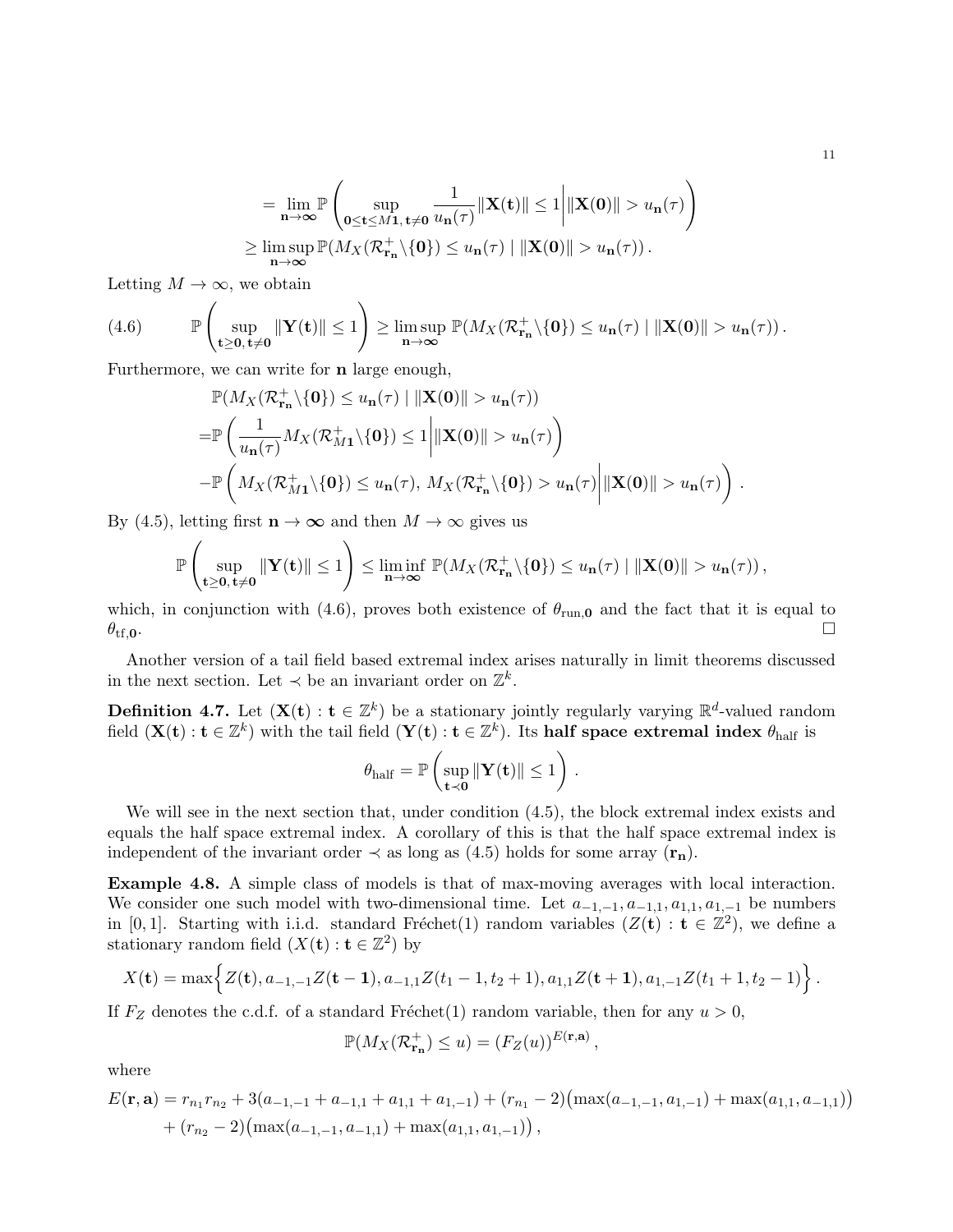$$
\begin{aligned}
&= \lim_{\mathbf{n}\to\boldsymbol{\infty}} \mathbb{P}\left( \sup_{\mathbf{0}\le \mathbf{t}\le M\mathbf{1},\, \mathbf{t}\neq \mathbf{0}} \frac{1}{u_{\mathbf{n}}(\tau)} \|\mathbf{X}(\mathbf{t})\| \le 1 \,\middle|\, \|\mathbf{X}(\mathbf{0})\| > u_{\mathbf{n}}(\tau) \right) \\
&\ge \limsup_{\mathbf{n}\to\boldsymbol{\infty}} \mathbb{P}(M_X(\mathcal{R}^+_{\mathbf{r_n}} \backslash \{\mathbf{0}\}) \le u_{\mathbf{n}}(\tau) \mid \|\mathbf{X}(\mathbf{0})\| > u_{\mathbf{n}}(\tau)) .
\end{aligned}
$$

Letting $M\to\infty$, we obtain

$$
\mathbb{P}\left( \sup_{\mathbf{t}\ge \mathbf{0},\, \mathbf{t}\neq\mathbf{0}} \|\mathbf{Y}(\mathbf{t})\| \le 1 \right) \ge \limsup_{\mathbf{n}\to\boldsymbol{\infty}} \mathbb{P}(M_X(\mathcal{R}^+_{\mathbf{r_n}} \backslash \{\mathbf{0}\}) \le u_{\mathbf{n}}(\tau) \mid \|\mathbf{X}(\mathbf{0})\| > u_{\mathbf{n}}(\tau)) . \tag{4.6}
$$

Furthermore, we can write for $\mathbf{n}$ large enough,

$$
\begin{aligned}
&\mathbb{P}(M_X(\mathcal{R}^+_{\mathbf{r_n}} \backslash \{\mathbf{0}\}) \le u_{\mathbf{n}}(\tau) \mid \|\mathbf{X}(\mathbf{0})\| > u_{\mathbf{n}}(\tau)) \\
=&\mathbb{P}\left( \frac{1}{u_{\mathbf{n}}(\tau)} M_X(\mathcal{R}^+_{M\mathbf{1}} \backslash \{\mathbf{0}\}) \le 1 \,\middle|\, \|\mathbf{X}(\mathbf{0})\| > u_{\mathbf{n}}(\tau) \right) \\
-&\mathbb{P}\left( M_X(\mathcal{R}^+_{M\mathbf{1}} \backslash \{\mathbf{0}\}) \le u_{\mathbf{n}}(\tau),\, M_X(\mathcal{R}^+_{\mathbf{r_n}} \backslash \{\mathbf{0}\}) > u_{\mathbf{n}}(\tau) \,\middle|\, \|\mathbf{X}(\mathbf{0})\| > u_{\mathbf{n}}(\tau) \right) .
\end{aligned}
$$

By (4.5), letting first $\mathbf{n}\to\boldsymbol{\infty}$ and then $M\to\infty$ gives us

$$
\mathbb{P}\left( \sup_{\mathbf{t}\ge \mathbf{0},\, \mathbf{t}\neq\mathbf{0}} \|\mathbf{Y}(\mathbf{t})\| \le 1 \right) \le \liminf_{\mathbf{n}\to\boldsymbol{\infty}} \mathbb{P}(M_X(\mathcal{R}^+_{\mathbf{r_n}} \backslash \{\mathbf{0}\}) \le u_{\mathbf{n}}(\tau) \mid \|\mathbf{X}(\mathbf{0})\| > u_{\mathbf{n}}(\tau)) ,
$$

which, in conjunction with (4.6), proves both existence of $\theta_{\text{run},\mathbf{0}}$ and the fact that it is equal to $\theta_{\text{tf},\mathbf{0}}$. $\square$

Another version of a tail field based extremal index arises naturally in limit theorems discussed in the next section. Let $\prec$ be an invariant order on $\mathbb{Z}^k$.

**Definition 4.7.** Let $(\mathbf{X}(\mathbf{t}) : \mathbf{t}\in\mathbb{Z}^k)$ be a stationary jointly regularly varying $\mathbb{R}^d$-valued random field $(\mathbf{X}(\mathbf{t}) : \mathbf{t}\in\mathbb{Z}^k)$ with the tail field $(\mathbf{Y}(\mathbf{t}) : \mathbf{t}\in\mathbb{Z}^k)$. Its **half space extremal index** $\theta_{\text{half}}$ is

$$
\theta_{\text{half}} = \mathbb{P}\left( \sup_{\mathbf{t}\prec\mathbf{0}} \|\mathbf{Y}(\mathbf{t})\| \le 1 \right) .
$$

We will see in the next section that, under condition (4.5), the block extremal index exists and equals the half space extremal index. A corollary of this is that the half space extremal index is independent of the invariant order $\prec$ as long as (4.5) holds for some array $(\mathbf{r_n})$.

**Example 4.8.** A simple class of models is that of max-moving averages with local interaction. We consider one such model with two-dimensional time. Let $a_{-1,-1}, a_{-1,1}, a_{1,1}, a_{1,-1}$ be numbers in $[0,1]$. Starting with i.i.d. standard Fréchet(1) random variables $(Z(\mathbf{t}) : \mathbf{t}\in\mathbb{Z}^2)$, we define a stationary random field $(X(\mathbf{t}) : \mathbf{t}\in\mathbb{Z}^2)$ by

$$
X(\mathbf{t}) = \max\Big\{ Z(\mathbf{t}), a_{-1,-1}Z(\mathbf{t}-\mathbf{1}), a_{-1,1}Z(t_1-1,t_2+1), a_{1,1}Z(\mathbf{t}+\mathbf{1}), a_{1,-1}Z(t_1+1,t_2-1) \Big\} .
$$

If $F_Z$ denotes the c.d.f. of a standard Fréchet(1) random variable, then for any $u>0$,

$$
\mathbb{P}(M_X(\mathcal{R}^+_{\mathbf{r_n}}) \le u) = (F_Z(u))^{E(\mathbf{r},\mathbf{a})} ,
$$

where

$$
\begin{aligned}
E(\mathbf{r},\mathbf{a}) &= r_{n_1}r_{n_2} + 3(a_{-1,-1}+a_{-1,1}+a_{1,1}+a_{1,-1}) + (r_{n_1}-2)\big(\max(a_{-1,-1},a_{1,-1}) + \max(a_{1,1},a_{-1,1})\big) \\
&\quad + (r_{n_2}-2)\big(\max(a_{-1,-1},a_{-1,1}) + \max(a_{1,1},a_{1,-1})\big) ,
\end{aligned}
$$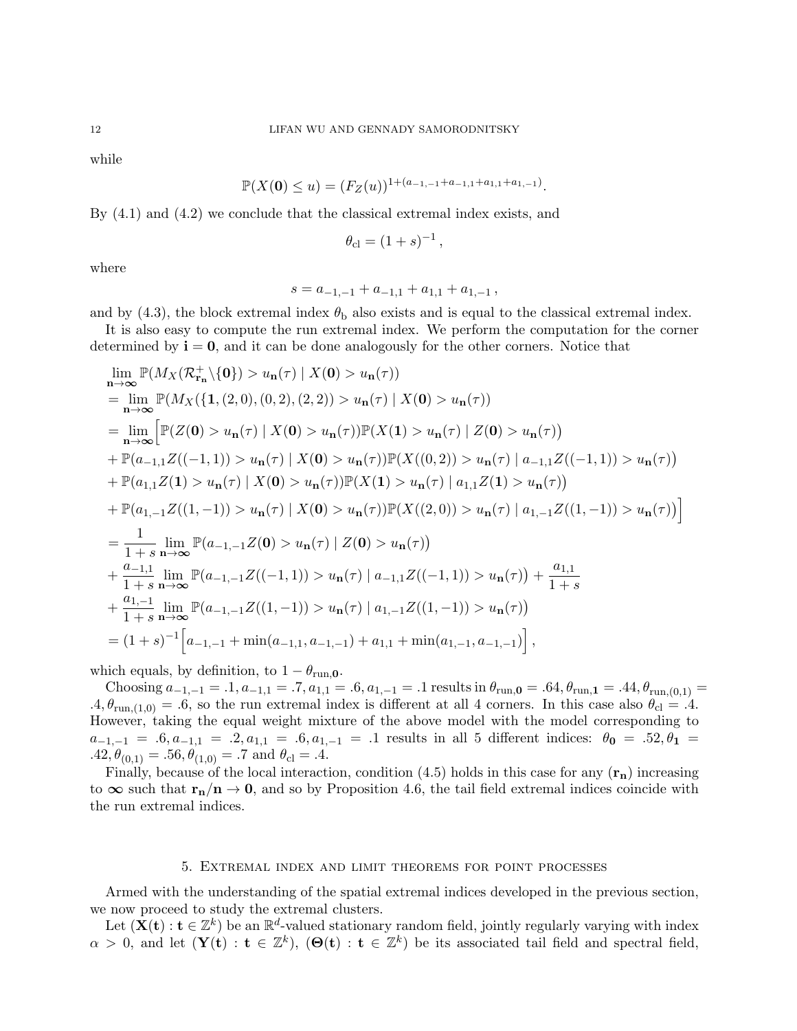while

$$\mathbb{P}(X(\mathbf{0}) \le u) = (F_Z(u))^{1+(a_{-1,-1}+a_{-1,1}+a_{1,1}+a_{1,-1})}.$$

By (4.1) and (4.2) we conclude that the classical extremal index exists, and

$$\theta_{\rm cl} = (1+s)^{-1},$$

where

$$s = a_{-1,-1} + a_{-1,1} + a_{1,1} + a_{1,-1},$$

and by (4.3), the block extremal index $\theta_{\rm b}$ also exists and is equal to the classical extremal index.

It is also easy to compute the run extremal index. We perform the computation for the corner determined by $\mathbf{i} = \mathbf{0}$, and it can be done analogously for the other corners. Notice that

$$\begin{aligned}
&\lim_{\mathbf{n}\to\boldsymbol{\infty}} \mathbb{P}(M_X(\mathcal{R}^+_{\mathbf{r_n}} \backslash \{\mathbf{0}\}) > u_{\mathbf{n}}(\tau) \mid X(\mathbf{0}) > u_{\mathbf{n}}(\tau)) \\
&= \lim_{\mathbf{n}\to\boldsymbol{\infty}} \mathbb{P}(M_X(\{\mathbf{1}, (2,0), (0,2), (2,2)\}) > u_{\mathbf{n}}(\tau) \mid X(\mathbf{0}) > u_{\mathbf{n}}(\tau)) \\
&= \lim_{\mathbf{n}\to\boldsymbol{\infty}} \Big[ \mathbb{P}(Z(\mathbf{0}) > u_{\mathbf{n}}(\tau) \mid X(\mathbf{0}) > u_{\mathbf{n}}(\tau)) \mathbb{P}(X(\mathbf{1}) > u_{\mathbf{n}}(\tau) \mid Z(\mathbf{0}) > u_{\mathbf{n}}(\tau)\big) \\
&+ \mathbb{P}(a_{-1,1} Z((-1,1)) > u_{\mathbf{n}}(\tau) \mid X(\mathbf{0}) > u_{\mathbf{n}}(\tau)) \mathbb{P}(X((0,2)) > u_{\mathbf{n}}(\tau) \mid a_{-1,1} Z((-1,1)) > u_{\mathbf{n}}(\tau)\big) \\
&+ \mathbb{P}(a_{1,1} Z(\mathbf{1}) > u_{\mathbf{n}}(\tau) \mid X(\mathbf{0}) > u_{\mathbf{n}}(\tau)) \mathbb{P}(X(\mathbf{1}) > u_{\mathbf{n}}(\tau) \mid a_{1,1} Z(\mathbf{1}) > u_{\mathbf{n}}(\tau)\big) \\
&+ \mathbb{P}(a_{1,-1} Z((1,-1)) > u_{\mathbf{n}}(\tau) \mid X(\mathbf{0}) > u_{\mathbf{n}}(\tau)) \mathbb{P}(X((2,0)) > u_{\mathbf{n}}(\tau) \mid a_{1,-1} Z((1,-1)) > u_{\mathbf{n}}(\tau)\big) \Big] \\
&= \frac{1}{1+s} \lim_{\mathbf{n}\to\boldsymbol{\infty}} \mathbb{P}(a_{-1,-1} Z(\mathbf{0}) > u_{\mathbf{n}}(\tau) \mid Z(\mathbf{0}) > u_{\mathbf{n}}(\tau)\big) \\
&+ \frac{a_{-1,1}}{1+s} \lim_{\mathbf{n}\to\boldsymbol{\infty}} \mathbb{P}(a_{-1,-1} Z((-1,1)) > u_{\mathbf{n}}(\tau) \mid a_{-1,1} Z((-1,1)) > u_{\mathbf{n}}(\tau)\big) + \frac{a_{1,1}}{1+s} \\
&+ \frac{a_{1,-1}}{1+s} \lim_{\mathbf{n}\to\boldsymbol{\infty}} \mathbb{P}(a_{-1,-1} Z((1,-1)) > u_{\mathbf{n}}(\tau) \mid a_{1,-1} Z((1,-1)) > u_{\mathbf{n}}(\tau)\big) \\
&= (1+s)^{-1} \Big[ a_{-1,-1} + \min(a_{-1,1}, a_{-1,-1}) + a_{1,1} + \min(a_{1,-1}, a_{-1,-1}) \Big],
\end{aligned}$$

which equals, by definition, to $1 - \theta_{\text{run},\mathbf{0}}$.

Choosing $a_{-1,-1} = .1, a_{-1,1} = .7, a_{1,1} = .6, a_{1,-1} = .1$ results in $\theta_{\text{run},\mathbf{0}} = .64, \theta_{\text{run},\mathbf{1}} = .44, \theta_{\text{run},(0,1)} = .4, \theta_{\text{run},(1,0)} = .6$, so the run extremal index is different at all 4 corners. In this case also $\theta_{\rm cl} = .4$. However, taking the equal weight mixture of the above model with the model corresponding to $a_{-1,-1} = .6, a_{-1,1} = .2, a_{1,1} = .6, a_{1,-1} = .1$ results in all 5 different indices: $\theta_{\mathbf{0}} = .52, \theta_{\mathbf{1}} = .42, \theta_{(0,1)} = .56, \theta_{(1,0)} = .7$ and $\theta_{\rm cl} = .4$.

Finally, because of the local interaction, condition (4.5) holds in this case for any $(\mathbf{r_n})$ increasing to $\boldsymbol{\infty}$ such that $\mathbf{r_n}/\mathbf{n} \to \mathbf{0}$, and so by Proposition 4.6, the tail field extremal indices coincide with the run extremal indices.

## 5. Extremal index and limit theorems for point processes

Armed with the understanding of the spatial extremal indices developed in the previous section, we now proceed to study the extremal clusters.

Let $(\mathbf{X}(\mathbf{t}) : \mathbf{t} \in \mathbb{Z}^k)$ be an $\mathbb{R}^d$-valued stationary random field, jointly regularly varying with index $\alpha > 0$, and let $(\mathbf{Y}(\mathbf{t}) : \mathbf{t} \in \mathbb{Z}^k)$, $(\boldsymbol{\Theta}(\mathbf{t}) : \mathbf{t} \in \mathbb{Z}^k)$ be its associated tail field and spectral field,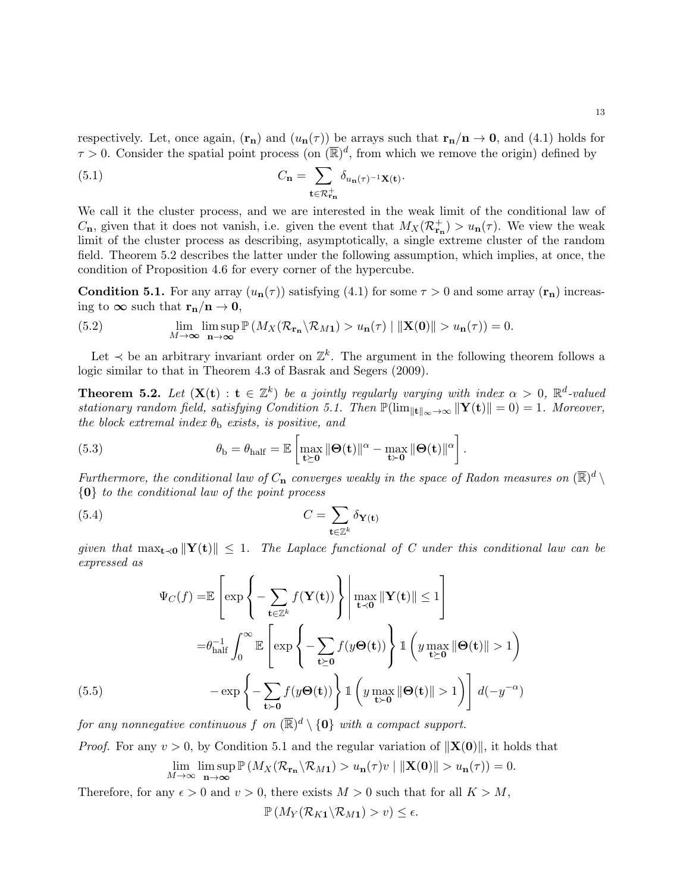respectively. Let, once again, $(\mathbf{r_n})$ and $(u_{\mathbf{n}}(\tau))$ be arrays such that $\mathbf{r_n}/\mathbf{n} \to \mathbf{0}$, and (4.1) holds for $\tau > 0$. Consider the spatial point process (on $(\overline{\mathbb{R}})^d$, from which we remove the origin) defined by

$$
C_{\mathbf{n}} = \sum_{\mathbf{t} \in \mathcal{R}^+_{\mathbf{r_n}}} \delta_{u_{\mathbf{n}}(\tau)^{-1}\mathbf{X}(\mathbf{t})}. \tag{5.1}
$$

We call it the cluster process, and we are interested in the weak limit of the conditional law of $C_{\mathbf{n}}$, given that it does not vanish, i.e. given the event that $M_X(\mathcal{R}^+_{\mathbf{r_n}}) > u_{\mathbf{n}}(\tau)$. We view the weak limit of the cluster process as describing, asymptotically, a single extreme cluster of the random field. Theorem 5.2 describes the latter under the following assumption, which implies, at once, the condition of Proposition 4.6 for every corner of the hypercube.

**Condition 5.1.** For any array $(u_{\mathbf{n}}(\tau))$ satisfying (4.1) for some $\tau > 0$ and some array $(\mathbf{r_n})$ increasing to $\boldsymbol{\infty}$ such that $\mathbf{r_n}/\mathbf{n} \to \mathbf{0}$,

$$
\lim_{M\to\infty} \limsup_{\mathbf{n}\to\boldsymbol{\infty}} \mathbb{P}\left(M_X(\mathcal{R}_{\mathbf{r_n}} \backslash \mathcal{R}_{M\mathbf{1}}) > u_{\mathbf{n}}(\tau) \mid \|\mathbf{X}(\mathbf{0})\| > u_{\mathbf{n}}(\tau)\right) = 0. \tag{5.2}
$$

Let $\prec$ be an arbitrary invariant order on $\mathbb{Z}^k$. The argument in the following theorem follows a logic similar to that in Theorem 4.3 of Basrak and Segers (2009).

**Theorem 5.2.** *Let $(\mathbf{X}(\mathbf{t}) : \mathbf{t} \in \mathbb{Z}^k)$ be a jointly regularly varying with index $\alpha > 0$, $\mathbb{R}^d$-valued stationary random field, satisfying Condition 5.1. Then $\mathbb{P}(\lim_{\|\mathbf{t}\|_\infty \to \infty} \|\mathbf{Y}(\mathbf{t})\| = 0) = 1$. Moreover, the block extremal index $\theta_{\mathrm{b}}$ exists, is positive, and*

$$
\theta_{\mathrm{b}} = \theta_{\mathrm{half}} = \mathbb{E}\left[\max_{\mathbf{t}\succeq\mathbf{0}} \|\boldsymbol{\Theta}(\mathbf{t})\|^\alpha - \max_{\mathbf{t}\succ\mathbf{0}} \|\boldsymbol{\Theta}(\mathbf{t})\|^\alpha\right]. \tag{5.3}
$$

*Furthermore, the conditional law of $C_{\mathbf{n}}$ converges weakly in the space of Radon measures on $(\overline{\mathbb{R}})^d \setminus \{\mathbf{0}\}$ to the conditional law of the point process*

$$
C = \sum_{\mathbf{t}\in\mathbb{Z}^k} \delta_{\mathbf{Y}(\mathbf{t})} \tag{5.4}
$$

*given that $\max_{\mathbf{t}\prec\mathbf{0}} \|\mathbf{Y}(\mathbf{t})\| \le 1$. The Laplace functional of $C$ under this conditional law can be expressed as*

$$
\begin{aligned}
\Psi_C(f) =& \mathbb{E}\left[\exp\left\{-\sum_{\mathbf{t}\in\mathbb{Z}^k} f(\mathbf{Y}(\mathbf{t}))\right\} \,\middle|\, \max_{\mathbf{t}\prec\mathbf{0}} \|\mathbf{Y}(\mathbf{t})\| \le 1\right] \\
=& \theta_{\mathrm{half}}^{-1} \int_0^\infty \mathbb{E}\left[\exp\left\{-\sum_{\mathbf{t}\succeq\mathbf{0}} f(y\boldsymbol{\Theta}(\mathbf{t}))\right\} \mathbb{1}\left(y\max_{\mathbf{t}\succeq\mathbf{0}} \|\boldsymbol{\Theta}(\mathbf{t})\| > 1\right)\right. \\
&\left. - \exp\left\{-\sum_{\mathbf{t}\succ\mathbf{0}} f(y\boldsymbol{\Theta}(\mathbf{t}))\right\} \mathbb{1}\left(y\max_{\mathbf{t}\succ\mathbf{0}} \|\boldsymbol{\Theta}(\mathbf{t})\| > 1\right)\right] d(-y^{-\alpha})
\end{aligned} \tag{5.5}
$$

*for any nonnegative continuous $f$ on $(\overline{\mathbb{R}})^d \setminus \{\mathbf{0}\}$ with a compact support.*

*Proof.* For any $v > 0$, by Condition 5.1 and the regular variation of $\|\mathbf{X}(\mathbf{0})\|$, it holds that

$$
\lim_{M\to\infty} \limsup_{\mathbf{n}\to\boldsymbol{\infty}} \mathbb{P}\left(M_X(\mathcal{R}_{\mathbf{r_n}} \backslash \mathcal{R}_{M\mathbf{1}}) > u_{\mathbf{n}}(\tau)v \mid \|\mathbf{X}(\mathbf{0})\| > u_{\mathbf{n}}(\tau)\right) = 0.
$$

Therefore, for any $\epsilon > 0$ and $v > 0$, there exists $M > 0$ such that for all $K > M$,

$$
\mathbb{P}\left(M_Y(\mathcal{R}_{K\mathbf{1}} \backslash \mathcal{R}_{M\mathbf{1}}) > v\right) \le \epsilon.
$$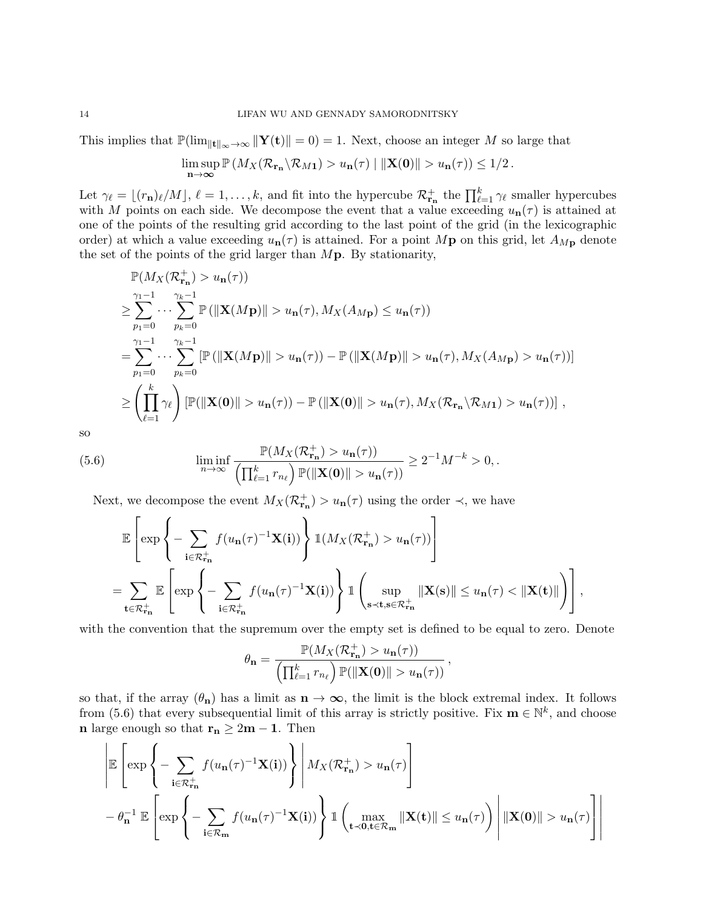This implies that $\mathbb{P}(\lim_{\|\mathbf{t}\|_\infty\to\infty} \|\mathbf{Y}(\mathbf{t})\| = 0) = 1$. Next, choose an integer $M$ so large that

$$\limsup_{\mathbf{n}\to\boldsymbol{\infty}} \mathbb{P}\left(M_X(\mathcal{R}_{\mathbf{r_n}} \backslash \mathcal{R}_{M\mathbf{1}}) > u_{\mathbf{n}}(\tau) \mid \|\mathbf{X}(\mathbf{0})\| > u_{\mathbf{n}}(\tau)\right) \le 1/2\,.$$

Let $\gamma_\ell = \lfloor (r_{\mathbf{n}})_\ell / M \rfloor$, $\ell = 1, \ldots, k$, and fit into the hypercube $\mathcal{R}^+_{\mathbf{r_n}}$ the $\prod_{\ell=1}^k \gamma_\ell$ smaller hypercubes with $M$ points on each side. We decompose the event that a value exceeding $u_{\mathbf{n}}(\tau)$ is attained at one of the points of the resulting grid according to the last point of the grid (in the lexicographic order) at which a value exceeding $u_{\mathbf{n}}(\tau)$ is attained. For a point $M\mathbf{p}$ on this grid, let $A_{M\mathbf{p}}$ denote the set of the points of the grid larger than $M\mathbf{p}$. By stationarity,

$$\begin{aligned}
&\mathbb{P}(M_X(\mathcal{R}^+_{\mathbf{r_n}}) > u_{\mathbf{n}}(\tau)) \\
&\ge \sum_{p_1=0}^{\gamma_1-1} \cdots \sum_{p_k=0}^{\gamma_k-1} \mathbb{P}\left(\|\mathbf{X}(M\mathbf{p})\| > u_{\mathbf{n}}(\tau), M_X(A_{M\mathbf{p}}) \le u_{\mathbf{n}}(\tau)\right) \\
&= \sum_{p_1=0}^{\gamma_1-1} \cdots \sum_{p_k=0}^{\gamma_k-1} \left[\mathbb{P}\left(\|\mathbf{X}(M\mathbf{p})\| > u_{\mathbf{n}}(\tau)\right) - \mathbb{P}\left(\|\mathbf{X}(M\mathbf{p})\| > u_{\mathbf{n}}(\tau), M_X(A_{M\mathbf{p}}) > u_{\mathbf{n}}(\tau)\right)\right] \\
&\ge \left(\prod_{\ell=1}^k \gamma_\ell\right) \left[\mathbb{P}(\|\mathbf{X}(\mathbf{0})\| > u_{\mathbf{n}}(\tau)) - \mathbb{P}\left(\|\mathbf{X}(\mathbf{0})\| > u_{\mathbf{n}}(\tau), M_X(\mathcal{R}_{\mathbf{r_n}} \backslash \mathcal{R}_{M\mathbf{1}}) > u_{\mathbf{n}}(\tau)\right)\right]\,,
\end{aligned}$$

so

$$\liminf_{n\to\infty} \frac{\mathbb{P}(M_X(\mathcal{R}^+_{\mathbf{r_n}}) > u_{\mathbf{n}}(\tau))}{\left(\prod_{\ell=1}^k r_{n_\ell}\right) \mathbb{P}(\|\mathbf{X}(\mathbf{0})\| > u_{\mathbf{n}}(\tau))} \ge 2^{-1} M^{-k} > 0,. \tag{5.6}$$

Next, we decompose the event $M_X(\mathcal{R}^+_{\mathbf{r_n}}) > u_{\mathbf{n}}(\tau)$ using the order $\prec$, we have

$$\begin{aligned}
&\mathbb{E}\left[\exp\left\{-\sum_{\mathbf{i}\in\mathcal{R}^+_{\mathbf{r_n}}} f(u_{\mathbf{n}}(\tau)^{-1}\mathbf{X}(\mathbf{i}))\right\} \mathbb{1}(M_X(\mathcal{R}^+_{\mathbf{r_n}}) > u_{\mathbf{n}}(\tau))\right] \\
&= \sum_{\mathbf{t}\in\mathcal{R}^+_{\mathbf{r_n}}} \mathbb{E}\left[\exp\left\{-\sum_{\mathbf{i}\in\mathcal{R}^+_{\mathbf{r_n}}} f(u_{\mathbf{n}}(\tau)^{-1}\mathbf{X}(\mathbf{i}))\right\} \mathbb{1}\left(\sup_{\mathbf{s}\prec\mathbf{t},\mathbf{s}\in\mathcal{R}^+_{\mathbf{r_n}}} \|\mathbf{X}(\mathbf{s})\| \le u_{\mathbf{n}}(\tau) < \|\mathbf{X}(\mathbf{t})\|\right)\right],
\end{aligned}$$

with the convention that the supremum over the empty set is defined to be equal to zero. Denote

$$\theta_{\mathbf{n}} = \frac{\mathbb{P}(M_X(\mathcal{R}^+_{\mathbf{r_n}}) > u_{\mathbf{n}}(\tau))}{\left(\prod_{\ell=1}^k r_{n_\ell}\right) \mathbb{P}(\|\mathbf{X}(\mathbf{0})\| > u_{\mathbf{n}}(\tau))}\,,$$

so that, if the array $(\theta_{\mathbf{n}})$ has a limit as $\mathbf{n} \to \boldsymbol{\infty}$, the limit is the block extremal index. It follows from (5.6) that every subsequential limit of this array is strictly positive. Fix $\mathbf{m} \in \mathbb{N}^k$, and choose $\mathbf{n}$ large enough so that $\mathbf{r_n} \ge 2\mathbf{m} - \mathbf{1}$. Then

$$\begin{aligned}
&\Bigg|\mathbb{E}\left[\exp\left\{-\sum_{\mathbf{i}\in\mathcal{R}^+_{\mathbf{r_n}}} f(u_{\mathbf{n}}(\tau)^{-1}\mathbf{X}(\mathbf{i}))\right\} \,\Bigg|\, M_X(\mathcal{R}^+_{\mathbf{r_n}}) > u_{\mathbf{n}}(\tau)\right] \\
&- \theta_{\mathbf{n}}^{-1}\, \mathbb{E}\left[\exp\left\{-\sum_{\mathbf{i}\in\mathcal{R}_{\mathbf{m}}} f(u_{\mathbf{n}}(\tau)^{-1}\mathbf{X}(\mathbf{i}))\right\} \mathbb{1}\left(\max_{\mathbf{t}\prec\mathbf{0},\mathbf{t}\in\mathcal{R}_{\mathbf{m}}} \|\mathbf{X}(\mathbf{t})\| \le u_{\mathbf{n}}(\tau)\right) \,\Bigg|\, \|\mathbf{X}(\mathbf{0})\| > u_{\mathbf{n}}(\tau)\right]\Bigg|
\end{aligned}$$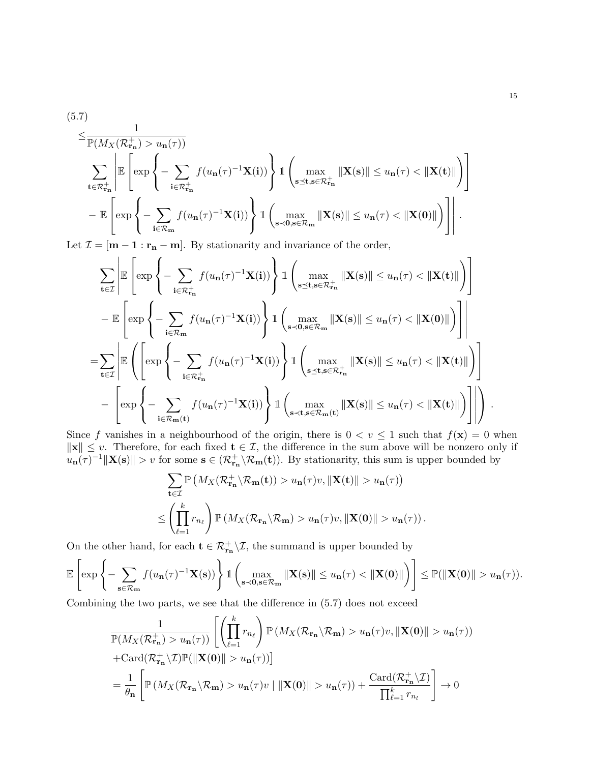(5.7)

$$
\begin{aligned}
\le & \frac{1}{\mathbb{P}(M_X(\mathcal{R}^+_{\mathbf{r_n}}) > u_{\mathbf{n}}(\tau))} \\
& \sum_{\mathbf{t}\in\mathcal{R}^+_{\mathbf{r_n}}} \Bigg| \mathbb{E}\left[ \exp\left\{ - \sum_{\mathbf{i}\in\mathcal{R}^+_{\mathbf{r_n}}} f(u_{\mathbf{n}}(\tau)^{-1}\mathbf{X}(\mathbf{i})) \right\} \mathbb{1}\left( \max_{\mathbf{s}\preceq\mathbf{t},\mathbf{s}\in\mathcal{R}^+_{\mathbf{r_n}}} \|\mathbf{X}(\mathbf{s})\| \le u_{\mathbf{n}}(\tau) < \|\mathbf{X}(\mathbf{t})\| \right) \right] \\
& - \mathbb{E}\left[ \exp\left\{ - \sum_{\mathbf{i}\in\mathcal{R}_{\mathbf{m}}} f(u_{\mathbf{n}}(\tau)^{-1}\mathbf{X}(\mathbf{i})) \right\} \mathbb{1}\left( \max_{\mathbf{s}\prec\mathbf{0},\mathbf{s}\in\mathcal{R}_{\mathbf{m}}} \|\mathbf{X}(\mathbf{s})\| \le u_{\mathbf{n}}(\tau) < \|\mathbf{X}(\mathbf{0})\| \right) \right] \Bigg| .
\end{aligned}
$$

Let $\mathcal{I} = [\mathbf{m}-\mathbf{1} : \mathbf{r_n} - \mathbf{m}]$. By stationarity and invariance of the order,

$$
\begin{aligned}
& \sum_{\mathbf{t}\in\mathcal{I}} \Bigg| \mathbb{E}\left[ \exp\left\{ - \sum_{\mathbf{i}\in\mathcal{R}^+_{\mathbf{r_n}}} f(u_{\mathbf{n}}(\tau)^{-1}\mathbf{X}(\mathbf{i})) \right\} \mathbb{1}\left( \max_{\mathbf{s}\preceq\mathbf{t},\mathbf{s}\in\mathcal{R}^+_{\mathbf{r_n}}} \|\mathbf{X}(\mathbf{s})\| \le u_{\mathbf{n}}(\tau) < \|\mathbf{X}(\mathbf{t})\| \right) \right] \\
& - \mathbb{E}\left[ \exp\left\{ - \sum_{\mathbf{i}\in\mathcal{R}_{\mathbf{m}}} f(u_{\mathbf{n}}(\tau)^{-1}\mathbf{X}(\mathbf{i})) \right\} \mathbb{1}\left( \max_{\mathbf{s}\prec\mathbf{0},\mathbf{s}\in\mathcal{R}_{\mathbf{m}}} \|\mathbf{X}(\mathbf{s})\| \le u_{\mathbf{n}}(\tau) < \|\mathbf{X}(\mathbf{0})\| \right) \right] \Bigg| \\
= & \sum_{\mathbf{t}\in\mathcal{I}} \Bigg| \mathbb{E}\Bigg( \left[ \exp\left\{ - \sum_{\mathbf{i}\in\mathcal{R}^+_{\mathbf{r_n}}} f(u_{\mathbf{n}}(\tau)^{-1}\mathbf{X}(\mathbf{i})) \right\} \mathbb{1}\left( \max_{\mathbf{s}\preceq\mathbf{t},\mathbf{s}\in\mathcal{R}^+_{\mathbf{r_n}}} \|\mathbf{X}(\mathbf{s})\| \le u_{\mathbf{n}}(\tau) < \|\mathbf{X}(\mathbf{t})\| \right) \right] \\
& - \left[ \exp\left\{ - \sum_{\mathbf{i}\in\mathcal{R}_{\mathbf{m}}(\mathbf{t})} f(u_{\mathbf{n}}(\tau)^{-1}\mathbf{X}(\mathbf{i})) \right\} \mathbb{1}\left( \max_{\mathbf{s}\prec\mathbf{t},\mathbf{s}\in\mathcal{R}_{\mathbf{m}}(\mathbf{t})} \|\mathbf{X}(\mathbf{s})\| \le u_{\mathbf{n}}(\tau) < \|\mathbf{X}(\mathbf{t})\| \right) \right] \Bigg) \Bigg| .
\end{aligned}
$$

Since $f$ vanishes in a neighbourhood of the origin, there is $0 < v \le 1$ such that $f(\mathbf{x}) = 0$ when $\|\mathbf{x}\| \le v$. Therefore, for each fixed $\mathbf{t}\in\mathcal{I}$, the difference in the sum above will be nonzero only if $u_{\mathbf{n}}(\tau)^{-1}\|\mathbf{X}(\mathbf{s})\| > v$ for some $\mathbf{s}\in(\mathcal{R}^+_{\mathbf{r_n}}\backslash\mathcal{R}_{\mathbf{m}}(\mathbf{t}))$. By stationarity, this sum is upper bounded by

$$
\begin{aligned}
& \sum_{\mathbf{t}\in\mathcal{I}} \mathbb{P}\left( M_X(\mathcal{R}^+_{\mathbf{r_n}}\backslash\mathcal{R}_{\mathbf{m}}(\mathbf{t})) > u_{\mathbf{n}}(\tau)v, \|\mathbf{X}(\mathbf{t})\| > u_{\mathbf{n}}(\tau) \right) \\
\le & \left( \prod_{\ell=1}^k r_{n_\ell} \right) \mathbb{P}\left( M_X(\mathcal{R}_{\mathbf{r_n}}\backslash\mathcal{R}_{\mathbf{m}}) > u_{\mathbf{n}}(\tau)v, \|\mathbf{X}(\mathbf{0})\| > u_{\mathbf{n}}(\tau) \right).
\end{aligned}
$$

On the other hand, for each $\mathbf{t}\in\mathcal{R}^+_{\mathbf{r_n}}\backslash\mathcal{I}$, the summand is upper bounded by

$$
\mathbb{E}\left[ \exp\left\{ - \sum_{\mathbf{s}\in\mathcal{R}_{\mathbf{m}}} f(u_{\mathbf{n}}(\tau)^{-1}\mathbf{X}(\mathbf{s})) \right\} \mathbb{1}\left( \max_{\mathbf{s}\prec\mathbf{0},\mathbf{s}\in\mathcal{R}_{\mathbf{m}}} \|\mathbf{X}(\mathbf{s})\| \le u_{\mathbf{n}}(\tau) < \|\mathbf{X}(\mathbf{0})\| \right) \right] \le \mathbb{P}(\|\mathbf{X}(\mathbf{0})\| > u_{\mathbf{n}}(\tau)).
$$

Combining the two parts, we see that the difference in (5.7) does not exceed

$$
\begin{aligned}
& \frac{1}{\mathbb{P}(M_X(\mathcal{R}^+_{\mathbf{r_n}}) > u_{\mathbf{n}}(\tau))} \Bigg[ \left( \prod_{\ell=1}^k r_{n_\ell} \right) \mathbb{P}\left( M_X(\mathcal{R}_{\mathbf{r_n}}\backslash\mathcal{R}_{\mathbf{m}}) > u_{\mathbf{n}}(\tau)v, \|\mathbf{X}(\mathbf{0})\| > u_{\mathbf{n}}(\tau) \right) \\
& + \mathrm{Card}(\mathcal{R}^+_{\mathbf{r_n}}\backslash\mathcal{I}) \mathbb{P}(\|\mathbf{X}(\mathbf{0})\| > u_{\mathbf{n}}(\tau)) \Bigg] \\
= & \frac{1}{\theta_{\mathbf{n}}} \left[ \mathbb{P}\left( M_X(\mathcal{R}_{\mathbf{r_n}}\backslash\mathcal{R}_{\mathbf{m}}) > u_{\mathbf{n}}(\tau)v \mid \|\mathbf{X}(\mathbf{0})\| > u_{\mathbf{n}}(\tau) \right) + \frac{\mathrm{Card}(\mathcal{R}^+_{\mathbf{r_n}}\backslash\mathcal{I})}{\prod_{\ell=1}^k r_{n_l}} \right] \to 0
\end{aligned}
$$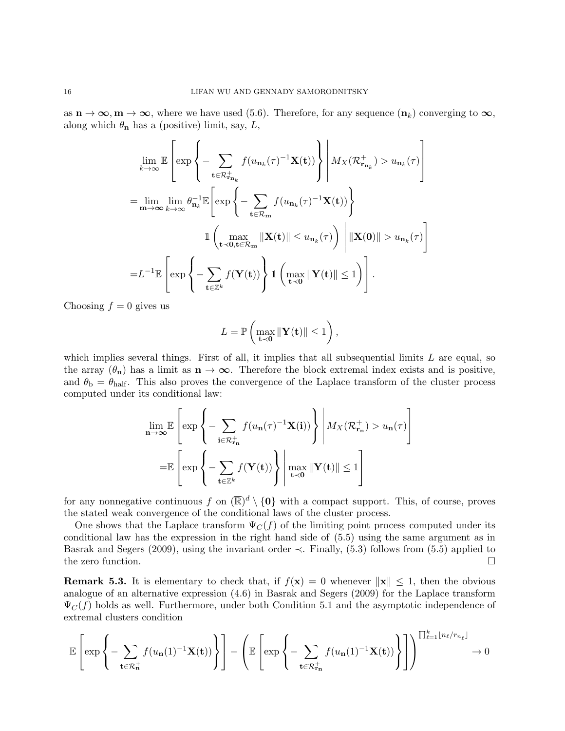as $\mathbf{n} \to \boldsymbol{\infty}, \mathbf{m} \to \boldsymbol{\infty}$, where we have used (5.6). Therefore, for any sequence $(\mathbf{n}_k)$ converging to $\boldsymbol{\infty}$, along which $\theta_{\mathbf{n}}$ has a (positive) limit, say, $L$,

$$
\begin{aligned}
&\lim_{k\to\infty} \mathbb{E}\left[\exp\left\{-\sum_{\mathbf{t}\in\mathcal{R}^+_{\mathbf{r}_{\mathbf{n}_k}}} f(u_{\mathbf{n}_k}(\tau)^{-1}\mathbf{X}(\mathbf{t}))\right\} \,\middle|\, M_X(\mathcal{R}^+_{\mathbf{r}_{\mathbf{n}_k}}) > u_{\mathbf{n}_k}(\tau)\right] \\
=& \lim_{\mathbf{m}\to\boldsymbol{\infty}} \lim_{k\to\infty} \theta^{-1}_{\mathbf{n}_k} \mathbb{E}\Bigg[\exp\left\{-\sum_{\mathbf{t}\in\mathcal{R}_{\mathbf{m}}} f(u_{\mathbf{n}_k}(\tau)^{-1}\mathbf{X}(\mathbf{t}))\right\} \\
&\qquad \mathbb{1}\left(\max_{\mathbf{t}\prec\mathbf{0},\mathbf{t}\in\mathcal{R}_{\mathbf{m}}} \|\mathbf{X}(\mathbf{t})\| \le u_{\mathbf{n}_k}(\tau)\right) \,\Bigg|\, \|\mathbf{X}(\mathbf{0})\| > u_{\mathbf{n}_k}(\tau)\Bigg] \\
=& L^{-1}\mathbb{E}\left[\exp\left\{-\sum_{\mathbf{t}\in\mathbb{Z}^k} f(\mathbf{Y}(\mathbf{t}))\right\} \mathbb{1}\left(\max_{\mathbf{t}\prec\mathbf{0}} \|\mathbf{Y}(\mathbf{t})\| \le 1\right)\right].
\end{aligned}
$$

Choosing $f = 0$ gives us

$$
L = \mathbb{P}\left(\max_{\mathbf{t}\prec\mathbf{0}} \|\mathbf{Y}(\mathbf{t})\| \le 1\right),
$$

which implies several things. First of all, it implies that all subsequential limits $L$ are equal, so the array $(\theta_{\mathbf{n}})$ has a limit as $\mathbf{n} \to \boldsymbol{\infty}$. Therefore the block extremal index exists and is positive, and $\theta_{\mathrm{b}} = \theta_{\mathrm{half}}$. This also proves the convergence of the Laplace transform of the cluster process computed under its conditional law:

$$
\begin{aligned}
&\lim_{\mathbf{n}\to\boldsymbol{\infty}} \mathbb{E}\left[\exp\left\{-\sum_{\mathbf{i}\in\mathcal{R}^+_{\mathbf{r}_{\mathbf{n}}}} f(u_{\mathbf{n}}(\tau)^{-1}\mathbf{X}(\mathbf{i}))\right\} \,\middle|\, M_X(\mathcal{R}^+_{\mathbf{r}_{\mathbf{n}}}) > u_{\mathbf{n}}(\tau)\right] \\
=& \mathbb{E}\left[\exp\left\{-\sum_{\mathbf{t}\in\mathbb{Z}^k} f(\mathbf{Y}(\mathbf{t}))\right\} \,\middle|\, \max_{\mathbf{t}\prec\mathbf{0}} \|\mathbf{Y}(\mathbf{t})\| \le 1\right]
\end{aligned}
$$

for any nonnegative continuous $f$ on $(\overline{\mathbb{R}})^d \setminus \{\mathbf{0}\}$ with a compact support. This, of course, proves the stated weak convergence of the conditional laws of the cluster process.

One shows that the Laplace transform $\Psi_C(f)$ of the limiting point process computed under its conditional law has the expression in the right hand side of (5.5) using the same argument as in Basrak and Segers (2009), using the invariant order $\prec$. Finally, (5.3) follows from (5.5) applied to the zero function. $\square$

**Remark 5.3.** It is elementary to check that, if $f(\mathbf{x}) = 0$ whenever $\|\mathbf{x}\| \le 1$, then the obvious analogue of an alternative expression (4.6) in Basrak and Segers (2009) for the Laplace transform $\Psi_C(f)$ holds as well. Furthermore, under both Condition 5.1 and the asymptotic independence of extremal clusters condition

$$
\mathbb{E}\left[\exp\left\{-\sum_{\mathbf{t}\in\mathcal{R}^+_{\mathbf{n}}} f(u_{\mathbf{n}}(1)^{-1}\mathbf{X}(\mathbf{t}))\right\}\right] - \left(\mathbb{E}\left[\exp\left\{-\sum_{\mathbf{t}\in\mathcal{R}^+_{\mathbf{r}_{\mathbf{n}}}} f(u_{\mathbf{n}}(1)^{-1}\mathbf{X}(\mathbf{t}))\right\}\right]\right)^{\prod_{\ell=1}^k \lfloor n_\ell/r_{n_\ell}\rfloor} \to 0
$$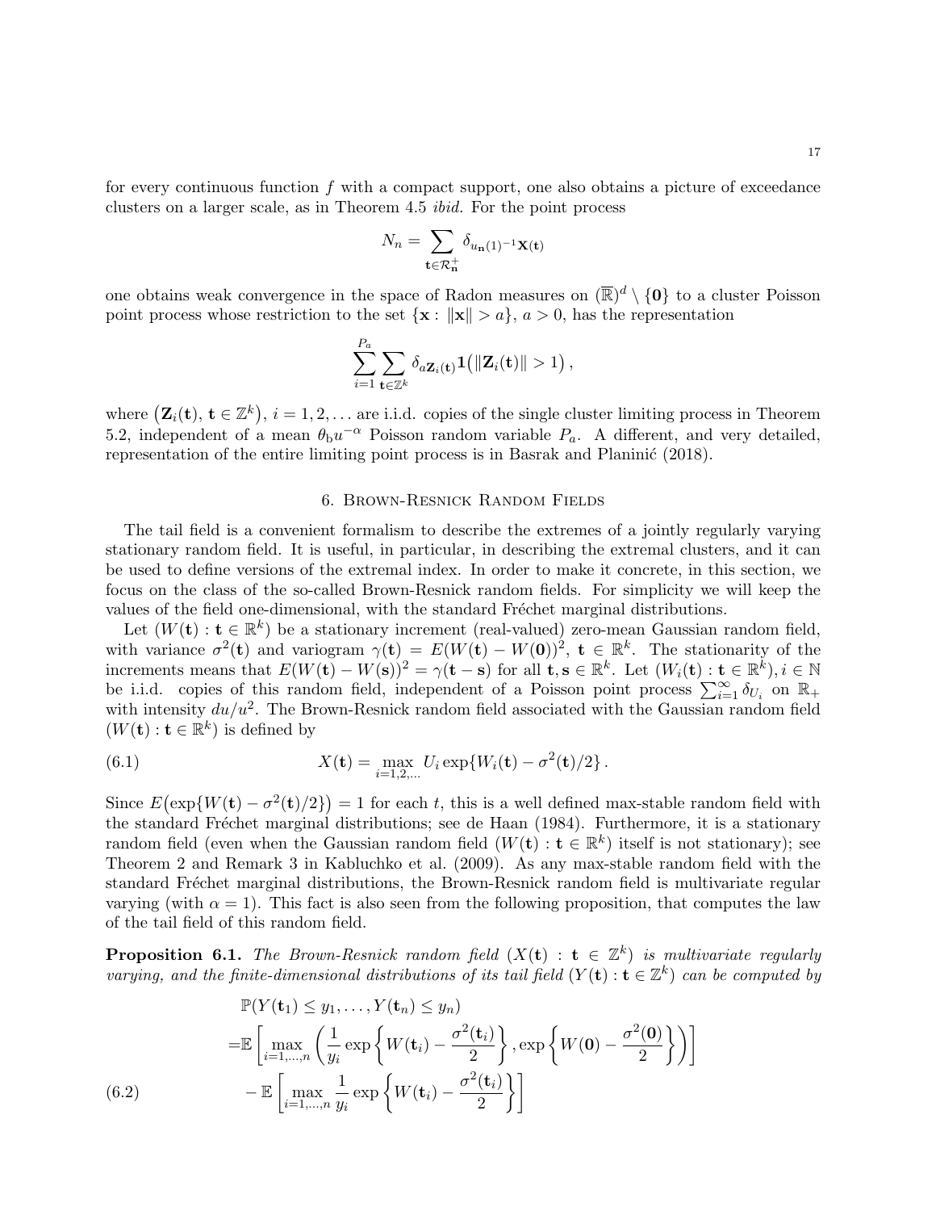for every continuous function $f$ with a compact support, one also obtains a picture of exceedance clusters on a larger scale, as in Theorem 4.5 *ibid.* For the point process

$$N_n = \sum_{\mathbf{t}\in\mathcal{R}_\mathbf{n}^+} \delta_{u_\mathbf{n}(1)^{-1}\mathbf{X}(\mathbf{t})}$$

one obtains weak convergence in the space of Radon measures on $(\overline{\mathbb{R}})^d \setminus \{\mathbf{0}\}$ to a cluster Poisson point process whose restriction to the set $\{\mathbf{x}: \|\mathbf{x}\| > a\}$, $a > 0$, has the representation

$$\sum_{i=1}^{P_a} \sum_{\mathbf{t}\in\mathbb{Z}^k} \delta_{a\mathbf{Z}_i(\mathbf{t})} \mathbf{1}\big(\|\mathbf{Z}_i(\mathbf{t})\| > 1\big)\,,$$

where $\big(\mathbf{Z}_i(\mathbf{t}),\, \mathbf{t}\in\mathbb{Z}^k\big)$, $i = 1, 2, \ldots$ are i.i.d. copies of the single cluster limiting process in Theorem 5.2, independent of a mean $\theta_\mathrm{b} u^{-\alpha}$ Poisson random variable $P_a$. A different, and very detailed, representation of the entire limiting point process is in Basrak and Planinić (2018).

## 6. Brown-Resnick Random Fields

The tail field is a convenient formalism to describe the extremes of a jointly regularly varying stationary random field. It is useful, in particular, in describing the extremal clusters, and it can be used to define versions of the extremal index. In order to make it concrete, in this section, we focus on the class of the so-called Brown-Resnick random fields. For simplicity we will keep the values of the field one-dimensional, with the standard Fréchet marginal distributions.

Let $(W(\mathbf{t}) : \mathbf{t}\in\mathbb{R}^k)$ be a stationary increment (real-valued) zero-mean Gaussian random field, with variance $\sigma^2(\mathbf{t})$ and variogram $\gamma(\mathbf{t}) = E(W(\mathbf{t}) - W(\mathbf{0}))^2$, $\mathbf{t}\in\mathbb{R}^k$. The stationarity of the increments means that $E(W(\mathbf{t}) - W(\mathbf{s}))^2 = \gamma(\mathbf{t}-\mathbf{s})$ for all $\mathbf{t},\mathbf{s}\in\mathbb{R}^k$. Let $(W_i(\mathbf{t}) : \mathbf{t}\in\mathbb{R}^k), i\in\mathbb{N}$ be i.i.d. copies of this random field, independent of a Poisson point process $\sum_{i=1}^\infty \delta_{U_i}$ on $\mathbb{R}_+$ with intensity $du/u^2$. The Brown-Resnick random field associated with the Gaussian random field $(W(\mathbf{t}) : \mathbf{t}\in\mathbb{R}^k)$ is defined by

$$X(\mathbf{t}) = \max_{i=1,2,\ldots} U_i \exp\{W_i(\mathbf{t}) - \sigma^2(\mathbf{t})/2\}\,. \tag{6.1}$$

Since $E\big(\exp\{W(\mathbf{t}) - \sigma^2(\mathbf{t})/2\}\big) = 1$ for each $t$, this is a well defined max-stable random field with the standard Fréchet marginal distributions; see de Haan (1984). Furthermore, it is a stationary random field (even when the Gaussian random field $(W(\mathbf{t}) : \mathbf{t}\in\mathbb{R}^k)$ itself is not stationary); see Theorem 2 and Remark 3 in Kabluchko et al. (2009). As any max-stable random field with the standard Fréchet marginal distributions, the Brown-Resnick random field is multivariate regular varying (with $\alpha = 1$). This fact is also seen from the following proposition, that computes the law of the tail field of this random field.

**Proposition 6.1.** *The Brown-Resnick random field $(X(\mathbf{t}) : \mathbf{t}\in\mathbb{Z}^k)$ is multivariate regularly varying, and the finite-dimensional distributions of its tail field $(Y(\mathbf{t}) : \mathbf{t}\in\mathbb{Z}^k)$ can be computed by*

$$\begin{aligned}
&\mathbb{P}(Y(\mathbf{t}_1)\le y_1,\ldots,Y(\mathbf{t}_n)\le y_n)\\
=&\mathbb{E}\left[\max_{i=1,\ldots,n}\left(\frac{1}{y_i}\exp\left\{W(\mathbf{t}_i) - \frac{\sigma^2(\mathbf{t}_i)}{2}\right\}, \exp\left\{W(\mathbf{0}) - \frac{\sigma^2(\mathbf{0})}{2}\right\}\right)\right]\\
&-\mathbb{E}\left[\max_{i=1,\ldots,n}\frac{1}{y_i}\exp\left\{W(\mathbf{t}_i) - \frac{\sigma^2(\mathbf{t}_i)}{2}\right\}\right]
\end{aligned}\tag{6.2}$$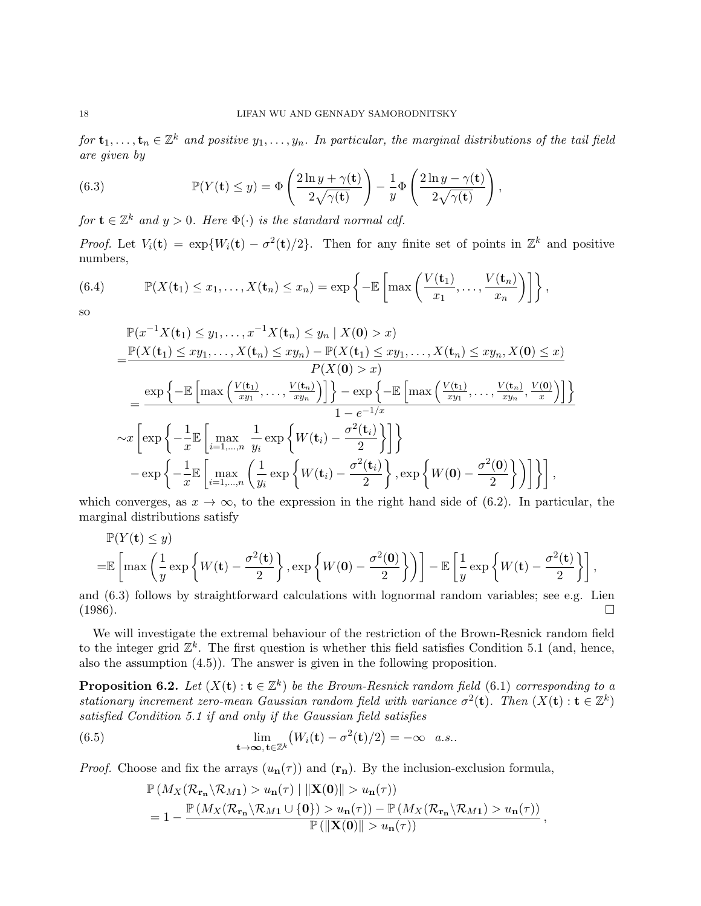*for $\mathbf{t}_1,\dots,\mathbf{t}_n\in\mathbb{Z}^k$ and positive $y_1,\dots,y_n$. In particular, the marginal distributions of the tail field are given by*

$$
\mathbb{P}(Y(\mathbf{t})\le y)=\Phi\left(\frac{2\ln y+\gamma(\mathbf{t})}{2\sqrt{\gamma(\mathbf{t})}}\right)-\frac{1}{y}\Phi\left(\frac{2\ln y-\gamma(\mathbf{t})}{2\sqrt{\gamma(\mathbf{t})}}\right), \tag{6.3}
$$

*for $\mathbf{t}\in\mathbb{Z}^k$ and $y>0$. Here $\Phi(\cdot)$ is the standard normal cdf.*

*Proof.* Let $V_i(\mathbf{t})=\exp\{W_i(\mathbf{t})-\sigma^2(\mathbf{t})/2\}$. Then for any finite set of points in $\mathbb{Z}^k$ and positive numbers,

$$
\mathbb{P}(X(\mathbf{t}_1)\le x_1,\dots,X(\mathbf{t}_n)\le x_n)=\exp\left\{-\mathbb{E}\left[\max\left(\frac{V(\mathbf{t}_1)}{x_1},\dots,\frac{V(\mathbf{t}_n)}{x_n}\right)\right]\right\}, \tag{6.4}
$$

so

$$
\begin{aligned}
&\mathbb{P}(x^{-1}X(\mathbf{t}_1)\le y_1,\dots,x^{-1}X(\mathbf{t}_n)\le y_n\mid X(\mathbf{0})>x)\\
=&\frac{\mathbb{P}(X(\mathbf{t}_1)\le xy_1,\dots,X(\mathbf{t}_n)\le xy_n)-\mathbb{P}(X(\mathbf{t}_1)\le xy_1,\dots,X(\mathbf{t}_n)\le xy_n,X(\mathbf{0})\le x)}{P(X(\mathbf{0})>x)}\\
=&\frac{\exp\left\{-\mathbb{E}\left[\max\left(\frac{V(\mathbf{t}_1)}{xy_1},\dots,\frac{V(\mathbf{t}_n)}{xy_n}\right)\right]\right\}-\exp\left\{-\mathbb{E}\left[\max\left(\frac{V(\mathbf{t}_1)}{xy_1},\dots,\frac{V(\mathbf{t}_n)}{xy_n},\frac{V(\mathbf{0})}{x}\right)\right]\right\}}{1-e^{-1/x}}\\
\sim& x\left[\exp\left\{-\frac{1}{x}\mathbb{E}\left[\max_{i=1,\dots,n}\frac{1}{y_i}\exp\left\{W(\mathbf{t}_i)-\frac{\sigma^2(\mathbf{t}_i)}{2}\right\}\right]\right\}\right.\\
&\left.-\exp\left\{-\frac{1}{x}\mathbb{E}\left[\max_{i=1,\dots,n}\left(\frac{1}{y_i}\exp\left\{W(\mathbf{t}_i)-\frac{\sigma^2(\mathbf{t}_i)}{2}\right\},\exp\left\{W(\mathbf{0})-\frac{\sigma^2(\mathbf{0})}{2}\right\}\right)\right]\right\}\right],
\end{aligned}
$$

which converges, as $x\to\infty$, to the expression in the right hand side of (6.2). In particular, the marginal distributions satisfy

$$
\begin{aligned}
&\mathbb{P}(Y(\mathbf{t})\le y)\\
=&\mathbb{E}\left[\max\left(\frac{1}{y}\exp\left\{W(\mathbf{t})-\frac{\sigma^2(\mathbf{t})}{2}\right\},\exp\left\{W(\mathbf{0})-\frac{\sigma^2(\mathbf{0})}{2}\right\}\right)\right]-\mathbb{E}\left[\frac{1}{y}\exp\left\{W(\mathbf{t})-\frac{\sigma^2(\mathbf{t})}{2}\right\}\right],
\end{aligned}
$$

and (6.3) follows by straightforward calculations with lognormal random variables; see e.g. Lien (1986). □

We will investigate the extremal behaviour of the restriction of the Brown-Resnick random field to the integer grid $\mathbb{Z}^k$. The first question is whether this field satisfies Condition 5.1 (and, hence, also the assumption (4.5)). The answer is given in the following proposition.

**Proposition 6.2.** *Let $(X(\mathbf{t}):\mathbf{t}\in\mathbb{Z}^k)$ be the Brown-Resnick random field (6.1) corresponding to a stationary increment zero-mean Gaussian random field with variance $\sigma^2(\mathbf{t})$. Then $(X(\mathbf{t}):\mathbf{t}\in\mathbb{Z}^k)$ satisfied Condition 5.1 if and only if the Gaussian field satisfies*

$$
\lim_{\mathbf{t}\to\boldsymbol{\infty},\,\mathbf{t}\in\mathbb{Z}^k}\big(W_i(\mathbf{t})-\sigma^2(\mathbf{t})/2\big)=-\infty\quad a.s.. \tag{6.5}
$$

*Proof.* Choose and fix the arrays $(u_{\mathbf{n}}(\tau))$ and $(\mathbf{r_n})$. By the inclusion-exclusion formula,

$$
\begin{aligned}
&\mathbb{P}\left(M_X(\mathcal{R}_{\mathbf{r_n}}\backslash\mathcal{R}_{M\mathbf{1}})>u_{\mathbf{n}}(\tau)\mid\|\mathbf{X}(\mathbf{0})\|>u_{\mathbf{n}}(\tau)\right)\\
&=1-\frac{\mathbb{P}\left(M_X(\mathcal{R}_{\mathbf{r_n}}\backslash\mathcal{R}_{M\mathbf{1}}\cup\{\mathbf{0}\})>u_{\mathbf{n}}(\tau)\right)-\mathbb{P}\left(M_X(\mathcal{R}_{\mathbf{r_n}}\backslash\mathcal{R}_{M\mathbf{1}})>u_{\mathbf{n}}(\tau)\right)}{\mathbb{P}\left(\|\mathbf{X}(\mathbf{0})\|>u_{\mathbf{n}}(\tau)\right)},
\end{aligned}
$$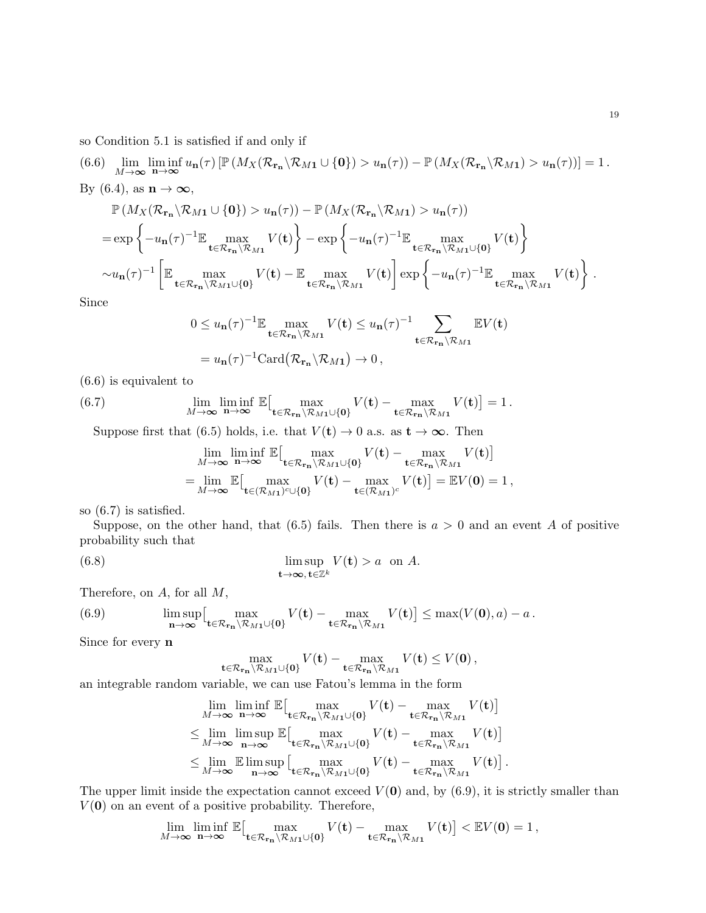so Condition 5.1 is satisfied if and only if

$$
(6.6)\quad \lim_{M\to\infty}\liminf_{\mathbf{n}\to\infty} u_{\mathbf{n}}(\tau)\left[\mathbb{P}\left(M_X(\mathcal{R}_{\mathbf{r_n}}\backslash\mathcal{R}_{M\mathbf{1}}\cup\{\mathbf{0}\}) > u_{\mathbf{n}}(\tau)\right) - \mathbb{P}\left(M_X(\mathcal{R}_{\mathbf{r_n}}\backslash\mathcal{R}_{M\mathbf{1}}) > u_{\mathbf{n}}(\tau)\right)\right] = 1\,.
$$

By (6.4), as $\mathbf{n}\to\boldsymbol{\infty}$,

$$
\begin{aligned}
&\mathbb{P}\left(M_X(\mathcal{R}_{\mathbf{r_n}}\backslash\mathcal{R}_{M\mathbf{1}}\cup\{\mathbf{0}\}) > u_{\mathbf{n}}(\tau)\right) - \mathbb{P}\left(M_X(\mathcal{R}_{\mathbf{r_n}}\backslash\mathcal{R}_{M\mathbf{1}}) > u_{\mathbf{n}}(\tau)\right)\\
=&\exp\left\{-u_{\mathbf{n}}(\tau)^{-1}\mathbb{E}\max_{\mathbf{t}\in\mathcal{R}_{\mathbf{r_n}}\backslash\mathcal{R}_{M\mathbf{1}}} V(\mathbf{t})\right\} - \exp\left\{-u_{\mathbf{n}}(\tau)^{-1}\mathbb{E}\max_{\mathbf{t}\in\mathcal{R}_{\mathbf{r_n}}\backslash\mathcal{R}_{M\mathbf{1}}\cup\{\mathbf{0}\}} V(\mathbf{t})\right\}\\
\sim& u_{\mathbf{n}}(\tau)^{-1}\left[\mathbb{E}\max_{\mathbf{t}\in\mathcal{R}_{\mathbf{r_n}}\backslash\mathcal{R}_{M\mathbf{1}}\cup\{\mathbf{0}\}} V(\mathbf{t}) - \mathbb{E}\max_{\mathbf{t}\in\mathcal{R}_{\mathbf{r_n}}\backslash\mathcal{R}_{M\mathbf{1}}} V(\mathbf{t})\right]\exp\left\{-u_{\mathbf{n}}(\tau)^{-1}\mathbb{E}\max_{\mathbf{t}\in\mathcal{R}_{\mathbf{r_n}}\backslash\mathcal{R}_{M\mathbf{1}}} V(\mathbf{t})\right\}\,.
\end{aligned}
$$

Since

$$
\begin{aligned}
0 \le u_{\mathbf{n}}(\tau)^{-1}\mathbb{E}\max_{\mathbf{t}\in\mathcal{R}_{\mathbf{r_n}}\backslash\mathcal{R}_{M\mathbf{1}}} V(\mathbf{t}) &\le u_{\mathbf{n}}(\tau)^{-1}\sum_{\mathbf{t}\in\mathcal{R}_{\mathbf{r_n}}\backslash\mathcal{R}_{M\mathbf{1}}}\mathbb{E}V(\mathbf{t})\\
&= u_{\mathbf{n}}(\tau)^{-1}\mathrm{Card}\big(\mathcal{R}_{\mathbf{r_n}}\backslash\mathcal{R}_{M\mathbf{1}}\big)\to 0\,,
\end{aligned}
$$

(6.6) is equivalent to

$$
(6.7)\qquad \lim_{M\to\infty}\liminf_{\mathbf{n}\to\infty}\mathbb{E}\big[\max_{\mathbf{t}\in\mathcal{R}_{\mathbf{r_n}}\backslash\mathcal{R}_{M\mathbf{1}}\cup\{\mathbf{0}\}} V(\mathbf{t}) - \max_{\mathbf{t}\in\mathcal{R}_{\mathbf{r_n}}\backslash\mathcal{R}_{M\mathbf{1}}} V(\mathbf{t})\big] = 1\,.
$$

Suppose first that (6.5) holds, i.e. that $V(\mathbf{t})\to 0$ a.s. as $\mathbf{t}\to\boldsymbol{\infty}$. Then

$$
\begin{aligned}
&\lim_{M\to\infty}\liminf_{\mathbf{n}\to\infty}\mathbb{E}\big[\max_{\mathbf{t}\in\mathcal{R}_{\mathbf{r_n}}\backslash\mathcal{R}_{M\mathbf{1}}\cup\{\mathbf{0}\}} V(\mathbf{t}) - \max_{\mathbf{t}\in\mathcal{R}_{\mathbf{r_n}}\backslash\mathcal{R}_{M\mathbf{1}}} V(\mathbf{t})\big]\\
=&\lim_{M\to\infty}\mathbb{E}\big[\max_{\mathbf{t}\in(\mathcal{R}_{M\mathbf{1}})^c\cup\{\mathbf{0}\}} V(\mathbf{t}) - \max_{\mathbf{t}\in(\mathcal{R}_{M\mathbf{1}})^c} V(\mathbf{t})\big] = \mathbb{E}V(\mathbf{0}) = 1\,,
\end{aligned}
$$

so (6.7) is satisfied.

Suppose, on the other hand, that (6.5) fails. Then there is $a>0$ and an event $A$ of positive probability such that

$$
(6.8)\qquad \limsup_{\mathbf{t}\to\infty,\,\mathbf{t}\in\mathbb{Z}^k} V(\mathbf{t}) > a \ \text{ on } A.
$$

Therefore, on $A$, for all $M$,

$$
(6.9)\qquad \limsup_{\mathbf{n}\to\infty}\big[\max_{\mathbf{t}\in\mathcal{R}_{\mathbf{r_n}}\backslash\mathcal{R}_{M\mathbf{1}}\cup\{\mathbf{0}\}} V(\mathbf{t}) - \max_{\mathbf{t}\in\mathcal{R}_{\mathbf{r_n}}\backslash\mathcal{R}_{M\mathbf{1}}} V(\mathbf{t})\big] \le \max(V(\mathbf{0}),a) - a\,.
$$

Since for every $\mathbf{n}$

$$
\max_{\mathbf{t}\in\mathcal{R}_{\mathbf{r_n}}\backslash\mathcal{R}_{M\mathbf{1}}\cup\{\mathbf{0}\}} V(\mathbf{t}) - \max_{\mathbf{t}\in\mathcal{R}_{\mathbf{r_n}}\backslash\mathcal{R}_{M\mathbf{1}}} V(\mathbf{t}) \le V(\mathbf{0})\,,
$$

an integrable random variable, we can use Fatou's lemma in the form

$$
\begin{aligned}
&\lim_{M\to\infty}\liminf_{\mathbf{n}\to\infty}\mathbb{E}\big[\max_{\mathbf{t}\in\mathcal{R}_{\mathbf{r_n}}\backslash\mathcal{R}_{M\mathbf{1}}\cup\{\mathbf{0}\}} V(\mathbf{t}) - \max_{\mathbf{t}\in\mathcal{R}_{\mathbf{r_n}}\backslash\mathcal{R}_{M\mathbf{1}}} V(\mathbf{t})\big]\\
\le&\lim_{M\to\infty}\limsup_{\mathbf{n}\to\infty}\mathbb{E}\big[\max_{\mathbf{t}\in\mathcal{R}_{\mathbf{r_n}}\backslash\mathcal{R}_{M\mathbf{1}}\cup\{\mathbf{0}\}} V(\mathbf{t}) - \max_{\mathbf{t}\in\mathcal{R}_{\mathbf{r_n}}\backslash\mathcal{R}_{M\mathbf{1}}} V(\mathbf{t})\big]\\
\le&\lim_{M\to\infty}\mathbb{E}\limsup_{\mathbf{n}\to\infty}\big[\max_{\mathbf{t}\in\mathcal{R}_{\mathbf{r_n}}\backslash\mathcal{R}_{M\mathbf{1}}\cup\{\mathbf{0}\}} V(\mathbf{t}) - \max_{\mathbf{t}\in\mathcal{R}_{\mathbf{r_n}}\backslash\mathcal{R}_{M\mathbf{1}}} V(\mathbf{t})\big]\,.
\end{aligned}
$$

The upper limit inside the expectation cannot exceed $V(\mathbf{0})$ and, by (6.9), it is strictly smaller than $V(\mathbf{0})$ on an event of a positive probability. Therefore,

$$
\lim_{M\to\infty}\liminf_{\mathbf{n}\to\infty}\mathbb{E}\big[\max_{\mathbf{t}\in\mathcal{R}_{\mathbf{r_n}}\backslash\mathcal{R}_{M\mathbf{1}}\cup\{\mathbf{0}\}} V(\mathbf{t}) - \max_{\mathbf{t}\in\mathcal{R}_{\mathbf{r_n}}\backslash\mathcal{R}_{M\mathbf{1}}} V(\mathbf{t})\big] < \mathbb{E}V(\mathbf{0}) = 1\,,
$$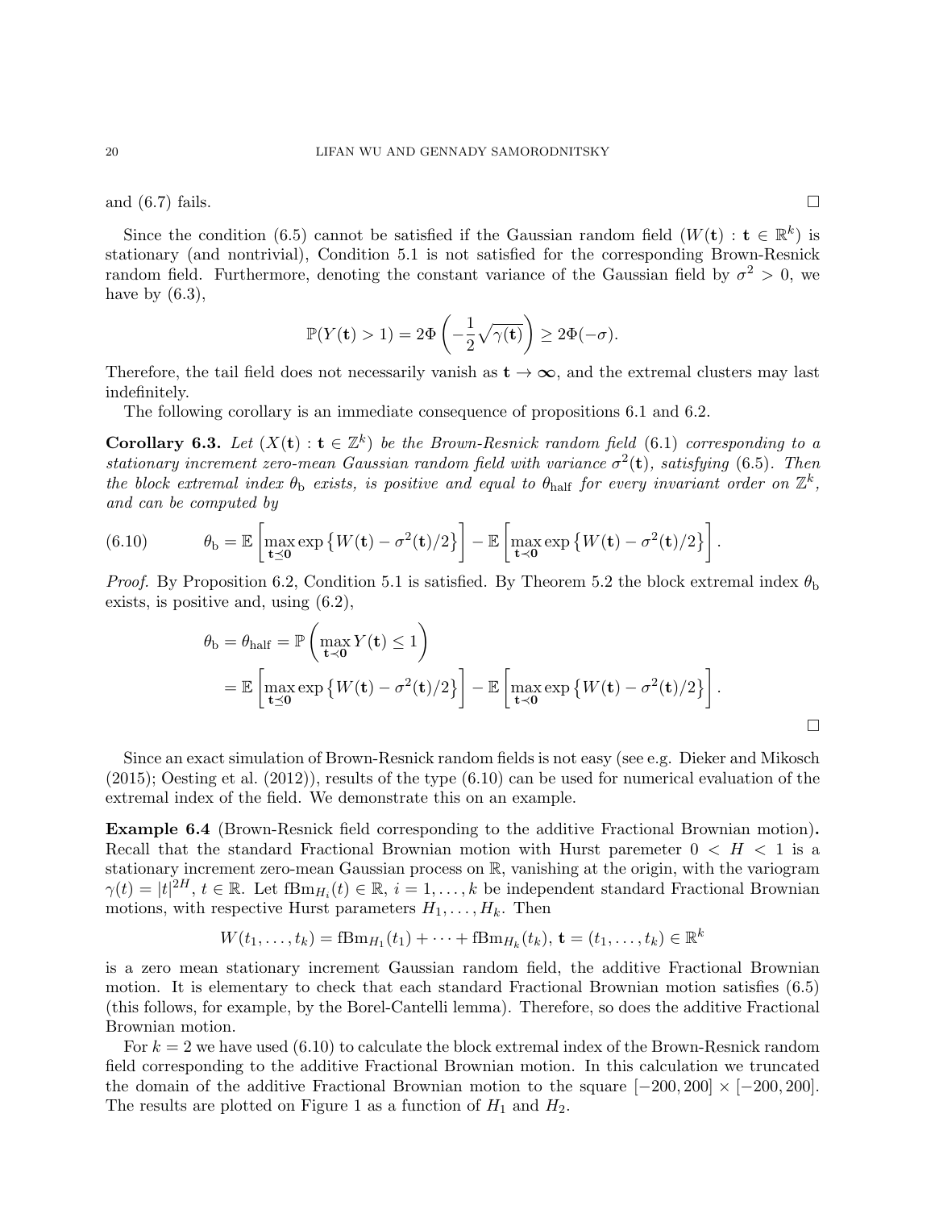and (6.7) fails. □

Since the condition (6.5) cannot be satisfied if the Gaussian random field $(W(\mathbf{t}) : \mathbf{t} \in \mathbb{R}^k)$ is stationary (and nontrivial), Condition 5.1 is not satisfied for the corresponding Brown-Resnick random field. Furthermore, denoting the constant variance of the Gaussian field by $\sigma^2 > 0$, we have by (6.3),

$$\mathbb{P}(Y(\mathbf{t}) > 1) = 2\Phi\left(-\frac{1}{2}\sqrt{\gamma(\mathbf{t})}\right) \geq 2\Phi(-\sigma).$$

Therefore, the tail field does not necessarily vanish as $\mathbf{t} \to \boldsymbol{\infty}$, and the extremal clusters may last indefinitely.

The following corollary is an immediate consequence of propositions 6.1 and 6.2.

**Corollary 6.3.** *Let $(X(\mathbf{t}) : \mathbf{t} \in \mathbb{Z}^k)$ be the Brown-Resnick random field (6.1) corresponding to a stationary increment zero-mean Gaussian random field with variance $\sigma^2(\mathbf{t})$, satisfying (6.5). Then the block extremal index $\theta_{\mathrm{b}}$ exists, is positive and equal to $\theta_{\mathrm{half}}$ for every invariant order on $\mathbb{Z}^k$, and can be computed by*

$$\theta_{\mathrm{b}} = \mathbb{E}\left[\max_{\mathbf{t} \preceq \mathbf{0}} \exp\left\{W(\mathbf{t}) - \sigma^2(\mathbf{t})/2\right\}\right] - \mathbb{E}\left[\max_{\mathbf{t} \prec \mathbf{0}} \exp\left\{W(\mathbf{t}) - \sigma^2(\mathbf{t})/2\right\}\right]. \tag{6.10}$$

*Proof.* By Proposition 6.2, Condition 5.1 is satisfied. By Theorem 5.2 the block extremal index $\theta_{\mathrm{b}}$ exists, is positive and, using (6.2),

$$\begin{aligned}
\theta_{\mathrm{b}} = \theta_{\mathrm{half}} &= \mathbb{P}\left(\max_{\mathbf{t} \prec \mathbf{0}} Y(\mathbf{t}) \leq 1\right) \\
&= \mathbb{E}\left[\max_{\mathbf{t} \preceq \mathbf{0}} \exp\left\{W(\mathbf{t}) - \sigma^2(\mathbf{t})/2\right\}\right] - \mathbb{E}\left[\max_{\mathbf{t} \prec \mathbf{0}} \exp\left\{W(\mathbf{t}) - \sigma^2(\mathbf{t})/2\right\}\right].
\end{aligned}$$

□

Since an exact simulation of Brown-Resnick random fields is not easy (see e.g. Dieker and Mikosch (2015); Oesting et al. (2012)), results of the type (6.10) can be used for numerical evaluation of the extremal index of the field. We demonstrate this on an example.

**Example 6.4** (Brown-Resnick field corresponding to the additive Fractional Brownian motion)**.** Recall that the standard Fractional Brownian motion with Hurst paremeter $0 < H < 1$ is a stationary increment zero-mean Gaussian process on $\mathbb{R}$, vanishing at the origin, with the variogram $\gamma(t) = |t|^{2H}$, $t \in \mathbb{R}$. Let $\mathrm{fBm}_{H_i}(t) \in \mathbb{R}$, $i = 1, \ldots, k$ be independent standard Fractional Brownian motions, with respective Hurst parameters $H_1, \ldots, H_k$. Then

$$W(t_1, \ldots, t_k) = \mathrm{fBm}_{H_1}(t_1) + \cdots + \mathrm{fBm}_{H_k}(t_k),\ \mathbf{t} = (t_1, \ldots, t_k) \in \mathbb{R}^k$$

is a zero mean stationary increment Gaussian random field, the additive Fractional Brownian motion. It is elementary to check that each standard Fractional Brownian motion satisfies (6.5) (this follows, for example, by the Borel-Cantelli lemma). Therefore, so does the additive Fractional Brownian motion.

For $k = 2$ we have used (6.10) to calculate the block extremal index of the Brown-Resnick random field corresponding to the additive Fractional Brownian motion. In this calculation we truncated the domain of the additive Fractional Brownian motion to the square $[-200, 200] \times [-200, 200]$. The results are plotted on Figure 1 as a function of $H_1$ and $H_2$.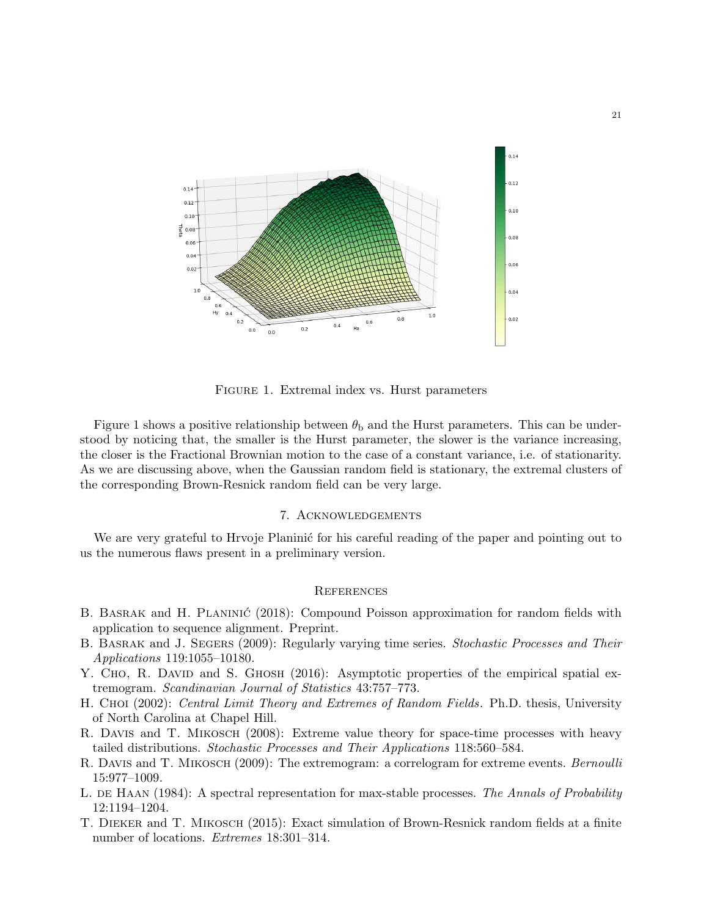Figure 1. Extremal index vs. Hurst parameters

Figure 1 shows a positive relationship between $\theta_b$ and the Hurst parameters. This can be understood by noticing that, the smaller is the Hurst parameter, the slower is the variance increasing, the closer is the Fractional Brownian motion to the case of a constant variance, i.e. of stationarity. As we are discussing above, when the Gaussian random field is stationary, the extremal clusters of the corresponding Brown-Resnick random field can be very large.

## 7. Acknowledgements

We are very grateful to Hrvoje Planinić for his careful reading of the paper and pointing out to us the numerous flaws present in a preliminary version.

## References

B. Basrak and H. Planinić (2018): Compound Poisson approximation for random fields with application to sequence alignment. Preprint.

B. Basrak and J. Segers (2009): Regularly varying time series. *Stochastic Processes and Their Applications* 119:1055–10180.

Y. Cho, R. David and S. Ghosh (2016): Asymptotic properties of the empirical spatial extremogram. *Scandinavian Journal of Statistics* 43:757–773.

H. Choi (2002): *Central Limit Theory and Extremes of Random Fields*. Ph.D. thesis, University of North Carolina at Chapel Hill.

R. Davis and T. Mikosch (2008): Extreme value theory for space-time processes with heavy tailed distributions. *Stochastic Processes and Their Applications* 118:560–584.

R. Davis and T. Mikosch (2009): The extremogram: a correlogram for extreme events. *Bernoulli* 15:977–1009.

L. de Haan (1984): A spectral representation for max-stable processes. *The Annals of Probability* 12:1194–1204.

T. Dieker and T. Mikosch (2015): Exact simulation of Brown-Resnick random fields at a finite number of locations. *Extremes* 18:301–314.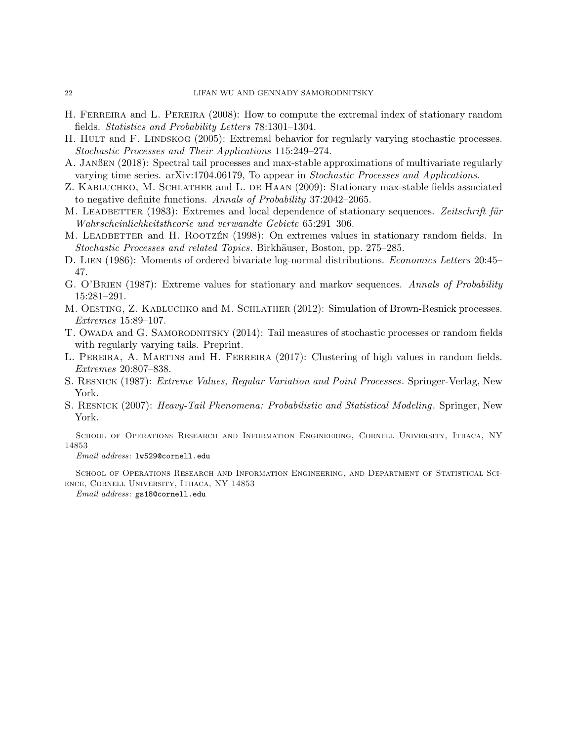H. Ferreira and L. Pereira (2008): How to compute the extremal index of stationary random fields. *Statistics and Probability Letters* 78:1301–1304.

H. Hult and F. Lindskog (2005): Extremal behavior for regularly varying stochastic processes. *Stochastic Processes and Their Applications* 115:249–274.

A. Janßen (2018): Spectral tail processes and max-stable approximations of multivariate regularly varying time series. arXiv:1704.06179, To appear in *Stochastic Processes and Applications*.

Z. Kabluchko, M. Schlather and L. de Haan (2009): Stationary max-stable fields associated to negative definite functions. *Annals of Probability* 37:2042–2065.

M. Leadbetter (1983): Extremes and local dependence of stationary sequences. *Zeitschrift für Wahrscheinlichkeitstheorie und verwandte Gebiete* 65:291–306.

M. Leadbetter and H. Rootzén (1998): On extremes values in stationary random fields. In *Stochastic Processes and related Topics*. Birkhäuser, Boston, pp. 275–285.

D. Lien (1986): Moments of ordered bivariate log-normal distributions. *Economics Letters* 20:45–47.

G. O'Brien (1987): Extreme values for stationary and markov sequences. *Annals of Probability* 15:281–291.

M. Oesting, Z. Kabluchko and M. Schlather (2012): Simulation of Brown-Resnick processes. *Extremes* 15:89–107.

T. Owada and G. Samorodnitsky (2014): Tail measures of stochastic processes or random fields with regularly varying tails. Preprint.

L. Pereira, A. Martins and H. Ferreira (2017): Clustering of high values in random fields. *Extremes* 20:807–838.

S. Resnick (1987): *Extreme Values, Regular Variation and Point Processes*. Springer-Verlag, New York.

S. Resnick (2007): *Heavy-Tail Phenomena: Probabilistic and Statistical Modeling*. Springer, New York.

School of Operations Research and Information Engineering, Cornell University, Ithaca, NY 14853

*Email address*: lw529@cornell.edu

School of Operations Research and Information Engineering, and Department of Statistical Science, Cornell University, Ithaca, NY 14853

*Email address*: gs18@cornell.edu